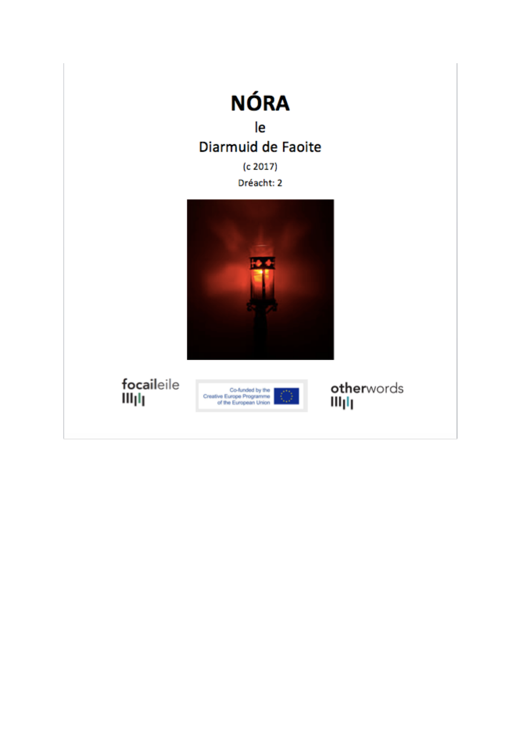# NÓRA

le

Diarmuid de Faoite

(c 2017)

Dréacht: 2

focaileile

Co-funded by the Creative Europe Programme of the European Union

otherwords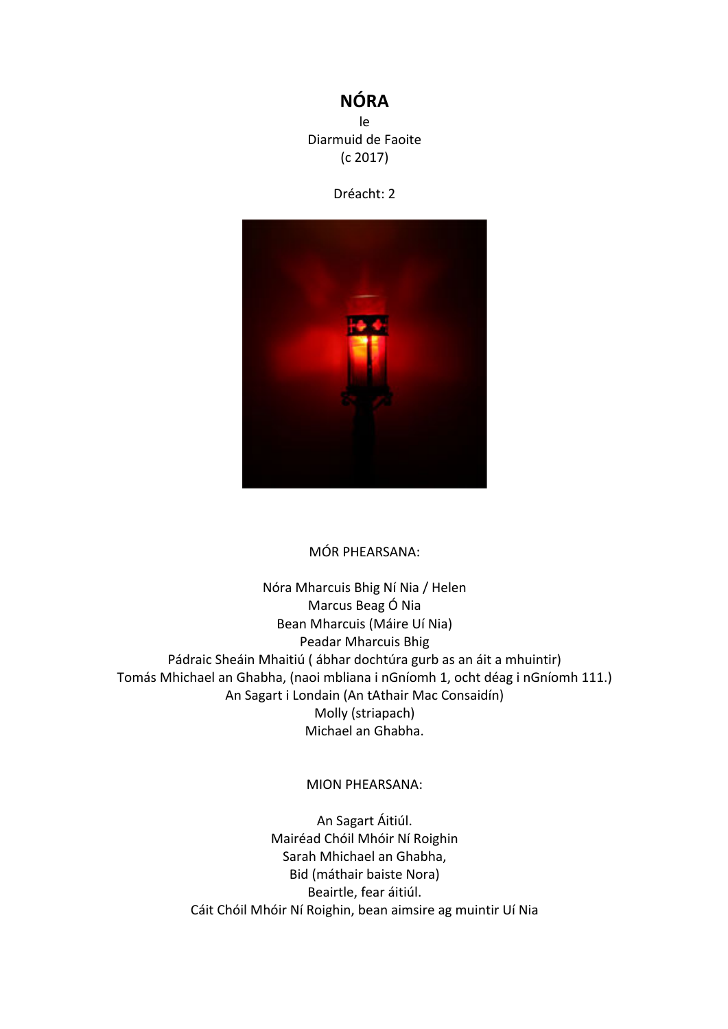# NÓRA

le

Diarmuid de Faoite

(c 2017)

Dréacht: 2

MÓR PHEARSANA:

Nóra Mharcuis Bhig Ní Nia / Helen

Marcus Beag Ó Nia

Bean Mharcuis (Máire Uí Nia)

Peadar Mharcuis Bhig

Pádraic Sheáin Mhaitiú ( ábhar dochtúra gurb as an áit a mhuintir)

Tomás Mhichael an Ghabha, (naoi mbliana i nGníomh 1, ocht déag i nGníomh 111.)

An Sagart i Londain (An tAthair Mac Consaidín)

Molly (striapach)

Michael an Ghabha.

MION PHEARSANA:

An Sagart Áitiúl.

Mairéad Chóil Mhóir Ní Roighin

Sarah Mhichael an Ghabha,

Bid (máthair baiste Nora)

Beairtle, fear áitiúl.

Cáit Chóil Mhóir Ní Roighin, bean aimsire ag muintir Uí Nia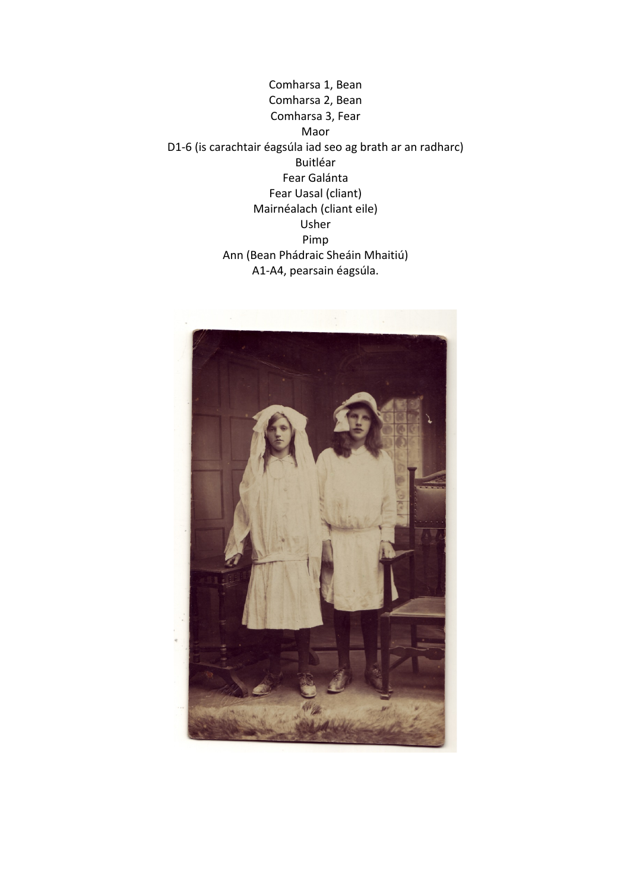Comharsa 1, Bean
Comharsa 2, Bean
Comharsa 3, Fear
Maor
D1-6 (is carachtair éagsúla iad seo ag brath ar an radharc)
Buitléar
Fear Galánta
Fear Uasal (cliant)
Mairnéalach (cliant eile)
Usher
Pimp
Ann (Bean Phádraic Sheáin Mhaitiú)
A1-A4, pearsain éagsúla.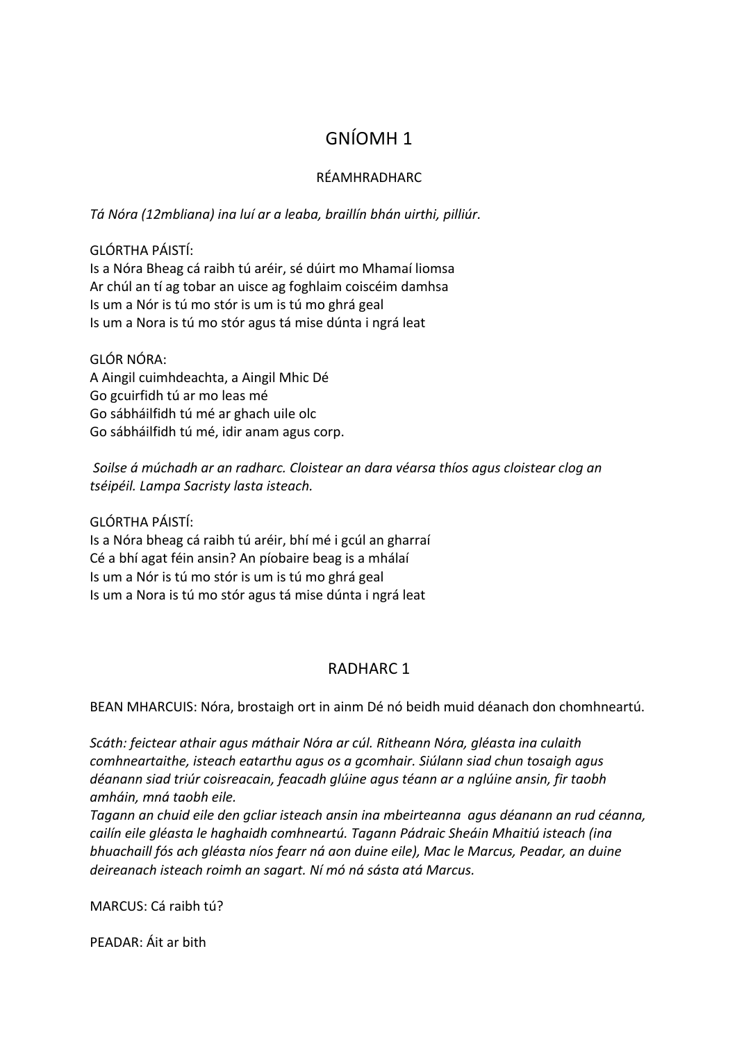# GNÍOMH 1

RÉAMHRADHARC

*Tá Nóra (12mbliana) ina luí ar a leaba, braillín bhán uirthi, pilliúr.*

GLÓRTHA PÁISTÍ:
Is a Nóra Bheag cá raibh tú aréir, sé dúirt mo Mhamaí liomsa
Ar chúl an tí ag tobar an uisce ag foghlaim coiscéim damhsa
Is um a Nór is tú mo stór is um is tú mo ghrá geal
Is um a Nora is tú mo stór agus tá mise dúnta i ngrá leat

GLÓR NÓRA:
A Aingil cuimhdeachta, a Aingil Mhic Dé
Go gcuirfidh tú ar mo leas mé
Go sábháilfidh tú mé ar ghach uile olc
Go sábháilfidh tú mé, idir anam agus corp.

*Soilse á múchadh ar an radharc. Cloistear an dara véarsa thíos agus cloistear clog an tséipéil. Lampa Sacristy lasta isteach.*

GLÓRTHA PÁISTÍ:
Is a Nóra bheag cá raibh tú aréir, bhí mé i gcúl an gharraí
Cé a bhí agat féin ansin? An píobaire beag is a mhálaí
Is um a Nór is tú mo stór is um is tú mo ghrá geal
Is um a Nora is tú mo stór agus tá mise dúnta i ngrá leat

## RADHARC 1

BEAN MHARCUIS: Nóra, brostaigh ort in ainm Dé nó beidh muid déanach don chomhneartú.

*Scáth: feictear athair agus máthair Nóra ar cúl. Ritheann Nóra, gléasta ina culaith comhneartaithe, isteach eatarthu agus os a gcomhair. Siúlann siad chun tosaigh agus déanann siad triúr coisreacain, feacadh glúine agus téann ar a nglúine ansin, fir taobh amháin, mná taobh eile.*
*Tagann an chuid eile den gcliar isteach ansin ina mbeirteanna agus déanann an rud céanna, cailín eile gléasta le haghaidh comhneartú. Tagann Pádraic Sheáin Mhaitiú isteach (ina bhuachaill fós ach gléasta níos fearr ná aon duine eile), Mac le Marcus, Peadar, an duine deireanach isteach roimh an sagart. Ní mó ná sásta atá Marcus.*

MARCUS: Cá raibh tú?

PEADAR: Áit ar bith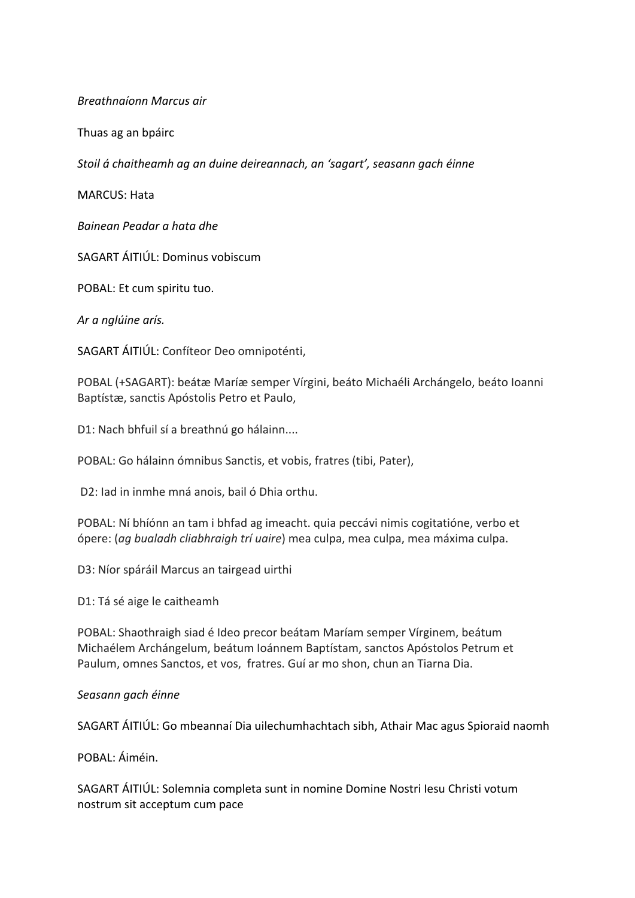*Breathnaíonn Marcus air*

Thuas ag an bpáirc

*Stoil á chaitheamh ag an duine deireannach, an 'sagart', seasann gach éinne*

MARCUS: Hata

*Bainean Peadar a hata dhe*

SAGART ÁITIÚL: Dominus vobiscum

POBAL: Et cum spiritu tuo.

*Ar a nglúine arís.*

SAGART ÁITIÚL: Confíteor Deo omnipoténti,

POBAL (+SAGART): beátæ Maríæ semper Vírgini, beáto Michaéli Archángelo, beáto Ioanni Baptístæ, sanctis Apóstolis Petro et Paulo,

D1: Nach bhfuil sí a breathnú go hálainn....

POBAL: Go hálainn ómnibus Sanctis, et vobis, fratres (tibi, Pater),

D2: Iad in inmhe mná anois, bail ó Dhia orthu.

POBAL: Ní bhíónn an tam i bhfad ag imeacht. quia peccávi nimis cogitatióne, verbo et ópere: (*ag bualadh cliabhraigh trí uaire*) mea culpa, mea culpa, mea máxima culpa.

D3: Níor spáráil Marcus an tairgead uirthi

D1: Tá sé aige le caitheamh

POBAL: Shaothraigh siad é Ideo precor beátam Maríam semper Vírginem, beátum Michaélem Archángelum, beátum Ioánnem Baptístam, sanctos Apóstolos Petrum et Paulum, omnes Sanctos, et vos, fratres. Guí ar mo shon, chun an Tiarna Dia.

*Seasann gach éinne*

SAGART ÁITIÚL: Go mbeannaí Dia uilechumhachtach sibh, Athair Mac agus Spioraid naomh

POBAL: Áiméin.

SAGART ÁITIÚL: Solemnia completa sunt in nomine Domine Nostri Iesu Christi votum nostrum sit acceptum cum pace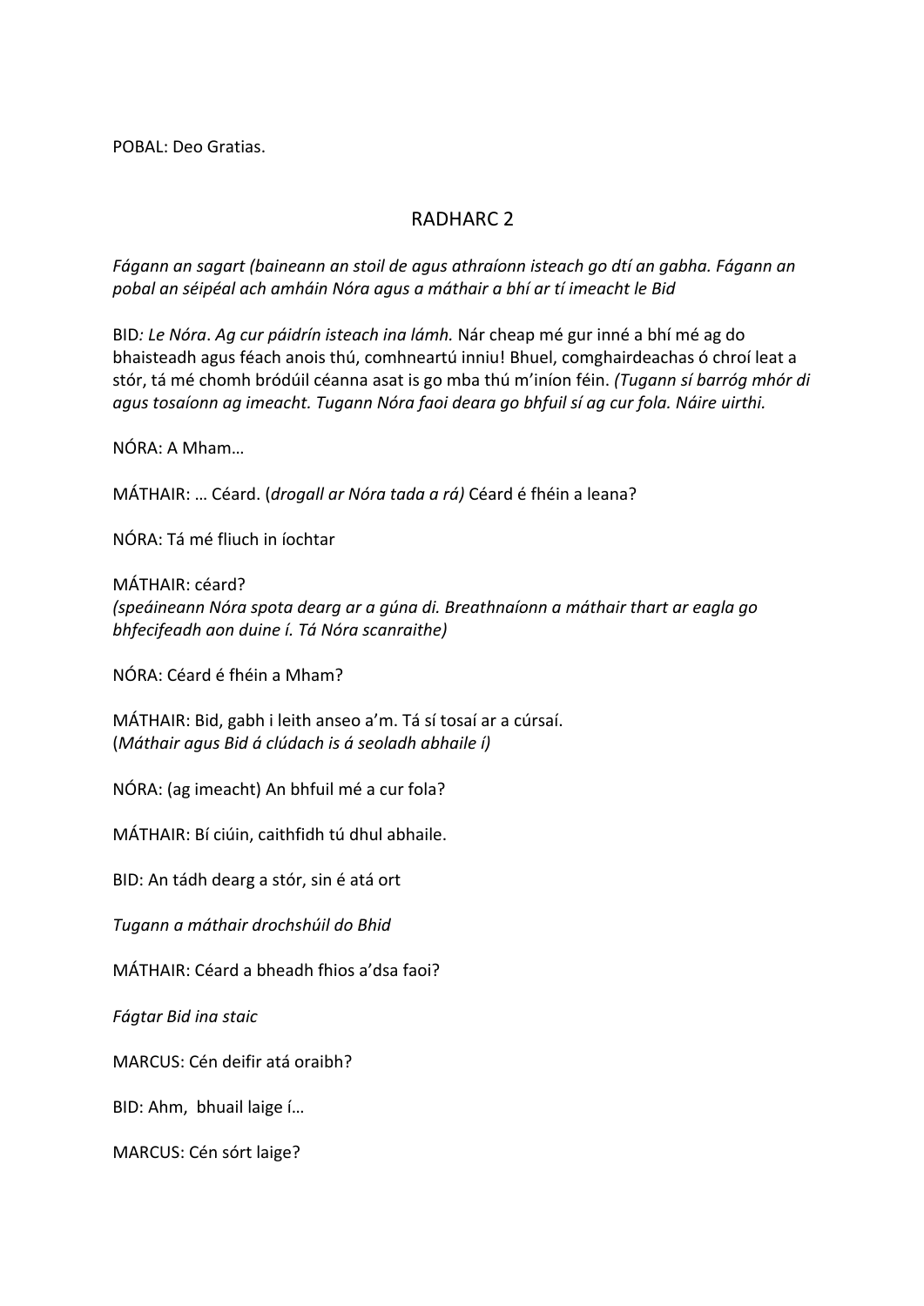POBAL: Deo Gratias.

## RADHARC 2

*Fágann an sagart (baineann an stoil de agus athraíonn isteach go dtí an gabha. Fágann an pobal an séipéal ach amháin Nóra agus a máthair a bhí ar tí imeacht le Bid*

BID*: Le Nóra*. *Ag cur páidrín isteach ina lámh.* Nár cheap mé gur inné a bhí mé ag do bhaisteadh agus féach anois thú, comhneartú inniu! Bhuel, comghairdeachas ó chroí leat a stór, tá mé chomh bródúil céanna asat is go mba thú m'iníon féin. *(Tugann sí barróg mhór di agus tosaíonn ag imeacht. Tugann Nóra faoi deara go bhfuil sí ag cur fola. Náire uirthi.*

NÓRA: A Mham…

MÁTHAIR: … Céard. (*drogall ar Nóra tada a rá)* Céard é fhéin a leana?

NÓRA: Tá mé fliuch in íochtar

MÁTHAIR: céard?
*(speáineann Nóra spota dearg ar a gúna di. Breathnaíonn a máthair thart ar eagla go bhfecifeadh aon duine í. Tá Nóra scanraithe)*

NÓRA: Céard é fhéin a Mham?

MÁTHAIR: Bid, gabh i leith anseo a'm. Tá sí tosaí ar a cúrsaí.
(*Máthair agus Bid á clúdach is á seoladh abhaile í)*

NÓRA: (ag imeacht) An bhfuil mé a cur fola?

MÁTHAIR: Bí ciúin, caithfidh tú dhul abhaile.

BID: An tádh dearg a stór, sin é atá ort

*Tugann a máthair drochshúil do Bhid*

MÁTHAIR: Céard a bheadh fhios a'dsa faoi?

*Fágtar Bid ina staic*

MARCUS: Cén deifir atá oraibh?

BID: Ahm, bhuail laige í…

MARCUS: Cén sórt laige?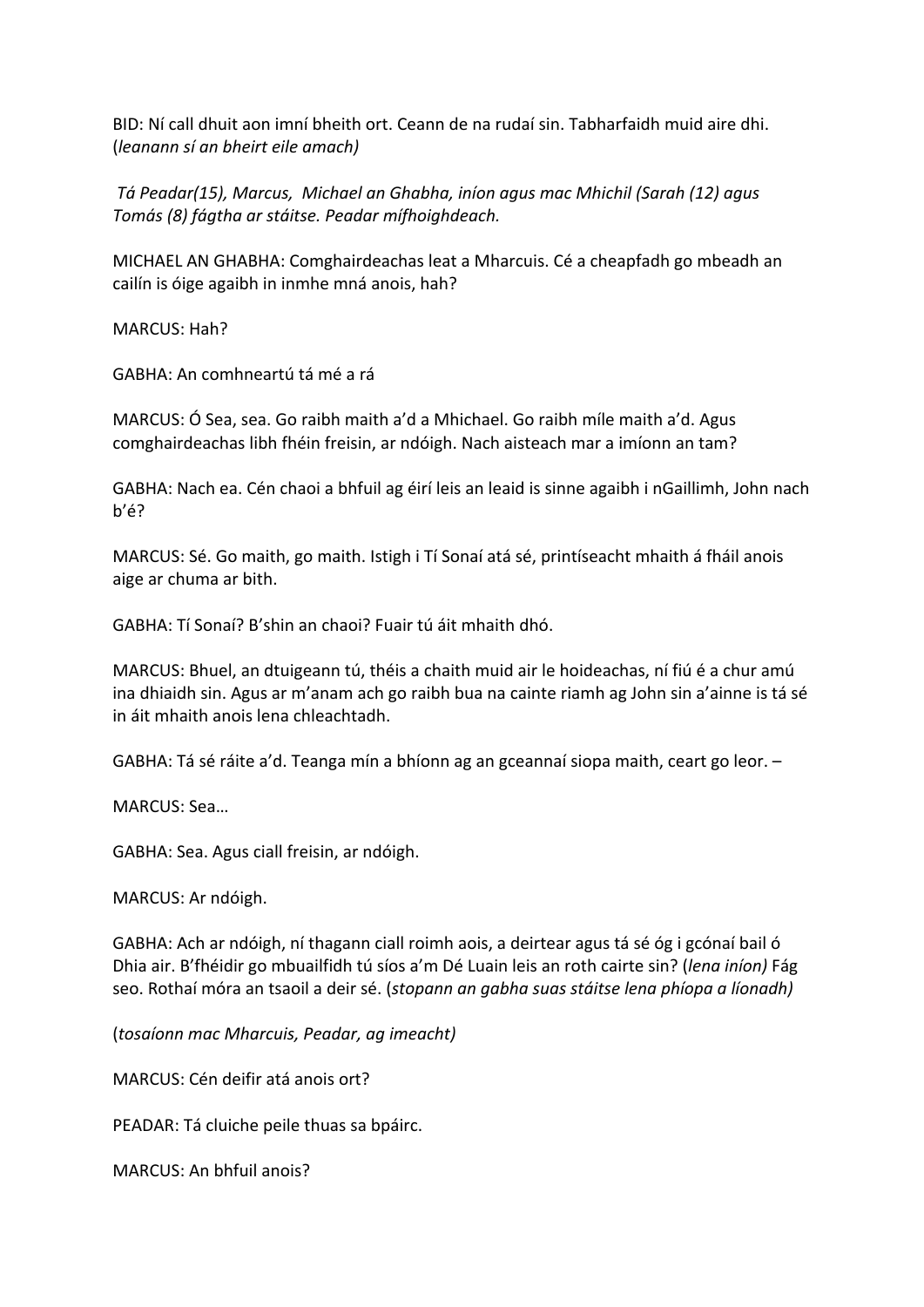BID: Ní call dhuit aon imní bheith ort. Ceann de na rudaí sin. Tabharfaidh muid aire dhi. (*leanann sí an bheirt eile amach)*

*Tá Peadar(15), Marcus, Michael an Ghabha, iníon agus mac Mhichil (Sarah (12) agus Tomás (8) fágtha ar stáitse. Peadar mífhoighdeach.*

MICHAEL AN GHABHA: Comghairdeachas leat a Mharcuis. Cé a cheapfadh go mbeadh an cailín is óige agaibh in inmhe mná anois, hah?

MARCUS: Hah?

GABHA: An comhneartú tá mé a rá

MARCUS: Ó Sea, sea. Go raibh maith a'd a Mhichael. Go raibh míle maith a'd. Agus comghairdeachas libh fhéin freisin, ar ndóigh. Nach aisteach mar a imíonn an tam?

GABHA: Nach ea. Cén chaoi a bhfuil ag éirí leis an leaid is sinne agaibh i nGaillimh, John nach b'é?

MARCUS: Sé. Go maith, go maith. Istigh i Tí Sonaí atá sé, printíseacht mhaith á fháil anois aige ar chuma ar bith.

GABHA: Tí Sonaí? B'shin an chaoi? Fuair tú áit mhaith dhó.

MARCUS: Bhuel, an dtuigeann tú, théis a chaith muid air le hoideachas, ní fiú é a chur amú ina dhiaidh sin. Agus ar m'anam ach go raibh bua na cainte riamh ag John sin a'ainne is tá sé in áit mhaith anois lena chleachtadh.

GABHA: Tá sé ráite a'd. Teanga mín a bhíonn ag an gceannaí siopa maith, ceart go leor. –

MARCUS: Sea…

GABHA: Sea. Agus ciall freisin, ar ndóigh.

MARCUS: Ar ndóigh.

GABHA: Ach ar ndóigh, ní thagann ciall roimh aois, a deirtear agus tá sé óg i gcónaí bail ó Dhia air. B'fhéidir go mbuailfidh tú síos a'm Dé Luain leis an roth cairte sin? (*lena iníon)* Fág seo. Rothaí móra an tsaoil a deir sé. (*stopann an gabha suas stáitse lena phíopa a líonadh)*

(*tosaíonn mac Mharcuis, Peadar, ag imeacht)*

MARCUS: Cén deifir atá anois ort?

PEADAR: Tá cluiche peile thuas sa bpáirc.

MARCUS: An bhfuil anois?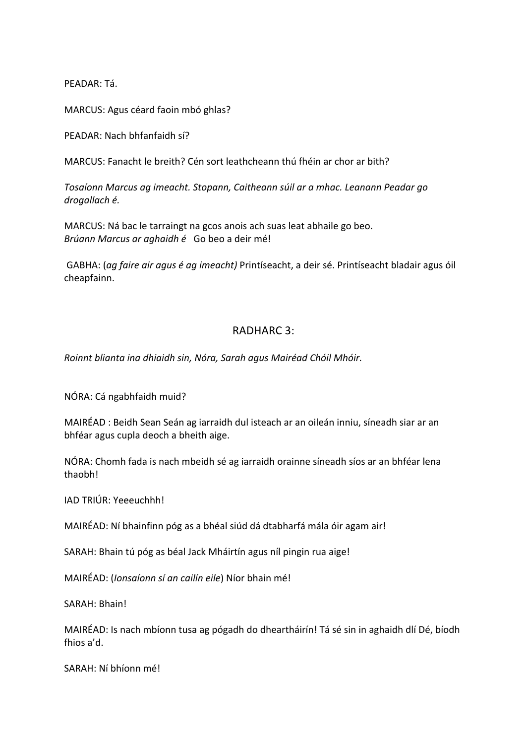PEADAR: Tá.

MARCUS: Agus céard faoin mbó ghlas?

PEADAR: Nach bhfanfaidh sí?

MARCUS: Fanacht le breith? Cén sort leathcheann thú fhéin ar chor ar bith?

*Tosaíonn Marcus ag imeacht. Stopann, Caitheann súil ar a mhac. Leanann Peadar go drogallach é.*

MARCUS: Ná bac le tarraingt na gcos anois ach suas leat abhaile go beo.
*Brúann Marcus ar aghaidh é* Go beo a deir mé!

GABHA: (*ag faire air agus é ag imeacht)* Printíseacht, a deir sé. Printíseacht bladair agus óil cheapfainn.

## RADHARC 3:

*Roinnt blianta ina dhiaidh sin, Nóra, Sarah agus Mairéad Chóil Mhóir.*

NÓRA: Cá ngabhfaidh muid?

MAIRÉAD : Beidh Sean Seán ag iarraidh dul isteach ar an oileán inniu, síneadh siar ar an bhféar agus cupla deoch a bheith aige.

NÓRA: Chomh fada is nach mbeidh sé ag iarraidh orainne síneadh síos ar an bhféar lena thaobh!

IAD TRIÚR: Yeeeuchhh!

MAIRÉAD: Ní bhainfinn póg as a bhéal siúd dá dtabharfá mála óir agam air!

SARAH: Bhain tú póg as béal Jack Mháirtín agus níl pingin rua aige!

MAIRÉAD: (*Ionsaíonn sí an cailín eile*) Níor bhain mé!

SARAH: Bhain!

MAIRÉAD: Is nach mbíonn tusa ag pógadh do dheartháirín! Tá sé sin in aghaidh dlí Dé, bíodh fhios a'd.

SARAH: Ní bhíonn mé!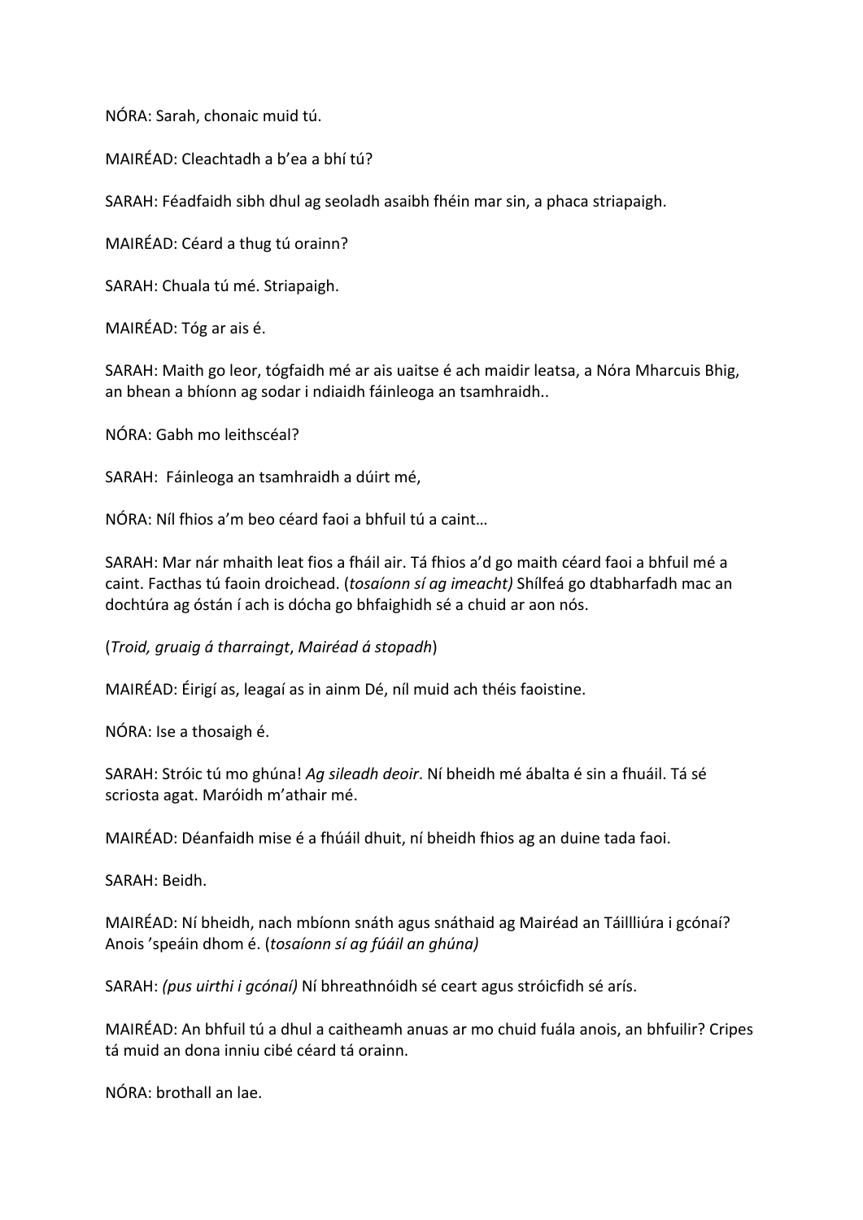NÓRA: Sarah, chonaic muid tú.

MAIRÉAD: Cleachtadh a b'ea a bhí tú?

SARAH: Féadfaidh sibh dhul ag seoladh asaibh fhéin mar sin, a phaca striapaigh.

MAIRÉAD: Céard a thug tú orainn?

SARAH: Chuala tú mé. Striapaigh.

MAIRÉAD: Tóg ar ais é.

SARAH: Maith go leor, tógfaidh mé ar ais uaitse é ach maidir leatsa, a Nóra Mharcuis Bhig, an bhean a bhíonn ag sodar i ndiaidh fáinleoga an tsamhraidh..

NÓRA: Gabh mo leithscéal?

SARAH: Fáinleoga an tsamhraidh a dúirt mé,

NÓRA: Níl fhios a'm beo céard faoi a bhfuil tú a caint…

SARAH: Mar nár mhaith leat fios a fháil air. Tá fhios a'd go maith céard faoi a bhfuil mé a caint. Facthas tú faoin droichead. (*tosaíonn sí ag imeacht)* Shílfeá go dtabharfadh mac an dochtúra ag óstán í ach is dócha go bhfaighidh sé a chuid ar aon nós.

(*Troid, gruaig á tharraingt*, *Mairéad á stopadh*)

MAIRÉAD: Éirigí as, leagaí as in ainm Dé, níl muid ach théis faoistine.

NÓRA: Ise a thosaigh é.

SARAH: Stróic tú mo ghúna! *Ag sileadh deoir*. Ní bheidh mé ábalta é sin a fhuáil. Tá sé scriosta agat. Maróidh m'athair mé.

MAIRÉAD: Déanfaidh mise é a fhúáil dhuit, ní bheidh fhios ag an duine tada faoi.

SARAH: Beidh.

MAIRÉAD: Ní bheidh, nach mbíonn snáth agus snáthaid ag Mairéad an Táillliúra i gcónaí? Anois 'speáin dhom é. (*tosaíonn sí ag fúáil an ghúna)*

SARAH: *(pus uirthi i gcónaí)* Ní bhreathnóidh sé ceart agus stróicfidh sé arís.

MAIRÉAD: An bhfuil tú a dhul a caitheamh anuas ar mo chuid fuála anois, an bhfuilir? Cripes tá muid an dona inniu cibé céard tá orainn.

NÓRA: brothall an lae.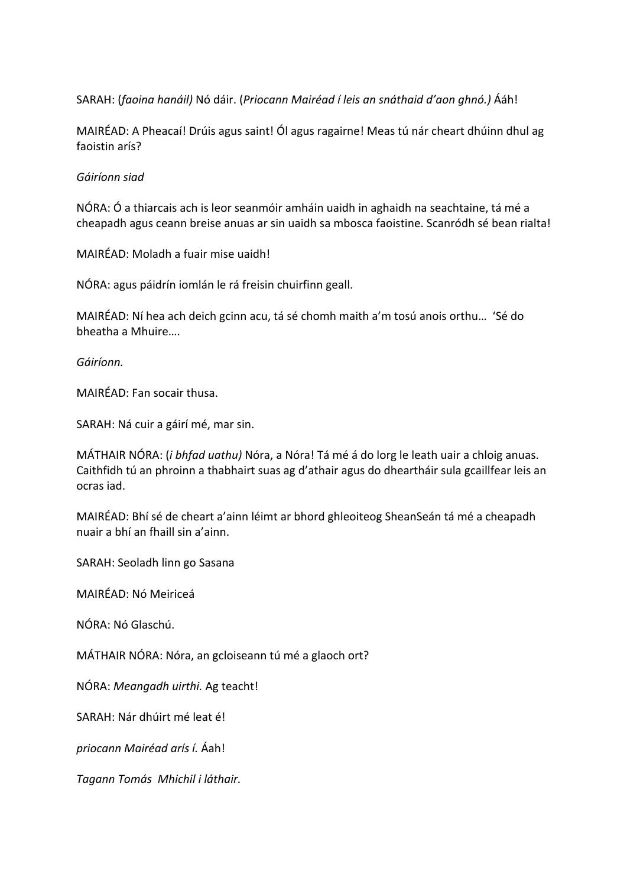SARAH: (*faoina hanáil)* Nó dáir. (*Priocann Mairéad í leis an snáthaid d'aon ghnó.)* Ááh!

MAIRÉAD: A Pheacaí! Drúis agus saint! Ól agus ragairne! Meas tú nár cheart dhúinn dhul ag faoistin arís?

*Gáiríonn siad*

NÓRA: Ó a thiarcais ach is leor seanmóir amháin uaidh in aghaidh na seachtaine, tá mé a cheapadh agus ceann breise anuas ar sin uaidh sa mbosca faoistine. Scanródh sé bean rialta!

MAIRÉAD: Moladh a fuair mise uaidh!

NÓRA: agus páidrín iomlán le rá freisin chuirfinn geall.

MAIRÉAD: Ní hea ach deich gcinn acu, tá sé chomh maith a'm tosú anois orthu… 'Sé do bheatha a Mhuire….

*Gáiríonn.*

MAIRÉAD: Fan socair thusa.

SARAH: Ná cuir a gáirí mé, mar sin.

MÁTHAIR NÓRA: (*i bhfad uathu)* Nóra, a Nóra! Tá mé á do lorg le leath uair a chloig anuas. Caithfidh tú an phroinn a thabhairt suas ag d'athair agus do dheartháir sula gcaillfear leis an ocras iad.

MAIRÉAD: Bhí sé de cheart a'ainn léimt ar bhord ghleoiteog SheanSeán tá mé a cheapadh nuair a bhí an fhaill sin a'ainn.

SARAH: Seoladh linn go Sasana

MAIRÉAD: Nó Meiriceá

NÓRA: Nó Glaschú.

MÁTHAIR NÓRA: Nóra, an gcloiseann tú mé a glaoch ort?

NÓRA: *Meangadh uirthi.* Ag teacht!

SARAH: Nár dhúirt mé leat é!

*priocann Mairéad arís í.* Áah!

*Tagann Tomás  Mhichil i láthair.*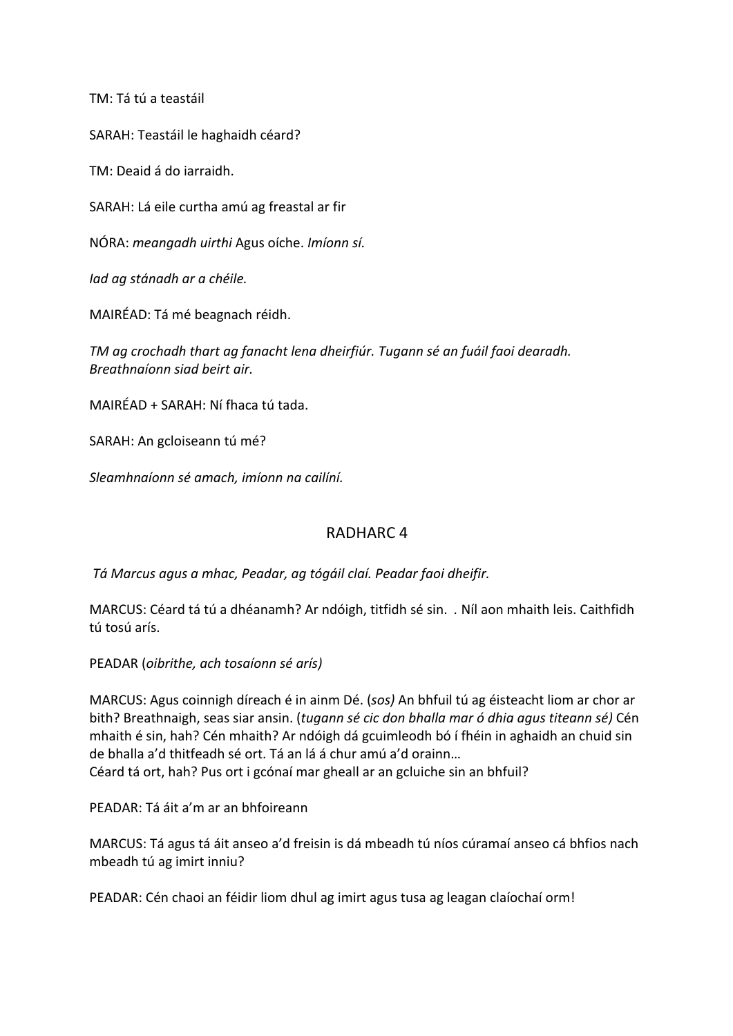TM: Tá tú a teastáil

SARAH: Teastáil le haghaidh céard?

TM: Deaid á do iarraidh.

SARAH: Lá eile curtha amú ag freastal ar fir

NÓRA: *meangadh uirthi* Agus oíche. *Imíonn sí.*

*Iad ag stánadh ar a chéile.*

MAIRÉAD: Tá mé beagnach réidh.

*TM ag crochadh thart ag fanacht lena dheirfiúr. Tugann sé an fuáil faoi dearadh. Breathnaíonn siad beirt air.*

MAIRÉAD + SARAH: Ní fhaca tú tada.

SARAH: An gcloiseann tú mé?

*Sleamhnaíonn sé amach, imíonn na cailíní.*

## RADHARC 4

*Tá Marcus agus a mhac, Peadar, ag tógáil claí. Peadar faoi dheifir.*

MARCUS: Céard tá tú a dhéanamh? Ar ndóigh, titfidh sé sin.  . Níl aon mhaith leis. Caithfidh tú tosú arís.

PEADAR (*oibrithe, ach tosaíonn sé arís)*

MARCUS: Agus coinnigh díreach é in ainm Dé. (*sos)* An bhfuil tú ag éisteacht liom ar chor ar bith? Breathnaigh, seas siar ansin. (*tugann sé cic don bhalla mar ó dhia agus titeann sé)* Cén mhaith é sin, hah? Cén mhaith? Ar ndóigh dá gcuimleodh bó í fhéin in aghaidh an chuid sin de bhalla a'd thitfeadh sé ort. Tá an lá á chur amú a'd orainn…
Céard tá ort, hah? Pus ort i gcónaí mar gheall ar an gcluiche sin an bhfuil?

PEADAR: Tá áit a'm ar an bhfoireann

MARCUS: Tá agus tá áit anseo a'd freisin is dá mbeadh tú níos cúramaí anseo cá bhfios nach mbeadh tú ag imirt inniu?

PEADAR: Cén chaoi an féidir liom dhul ag imirt agus tusa ag leagan claíochaí orm!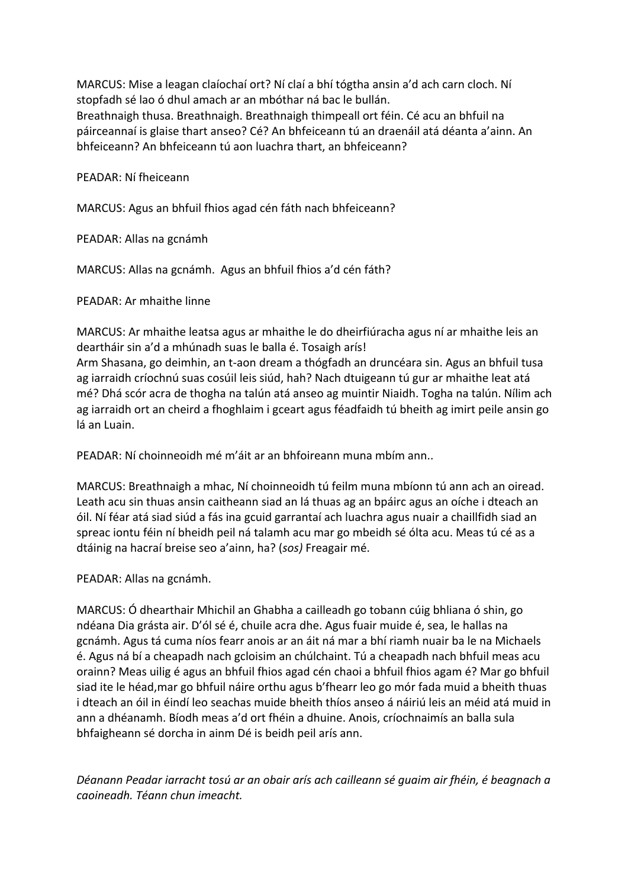MARCUS: Mise a leagan claíochaí ort? Ní claí a bhí tógtha ansin a'd ach carn cloch. Ní stopfadh sé lao ó dhul amach ar an mbóthar ná bac le bullán.
Breathnaigh thusa. Breathnaigh. Breathnaigh thimpeall ort féin. Cé acu an bhfuil na páirceannaí is glaise thart anseo? Cé? An bhfeiceann tú an draenáil atá déanta a'ainn. An bhfeiceann? An bhfeiceann tú aon luachra thart, an bhfeiceann?

PEADAR: Ní fheiceann

MARCUS: Agus an bhfuil fhios agad cén fáth nach bhfeiceann?

PEADAR: Allas na gcnámh

MARCUS: Allas na gcnámh.  Agus an bhfuil fhios a'd cén fáth?

PEADAR: Ar mhaithe linne

MARCUS: Ar mhaithe leatsa agus ar mhaithe le do dheirfiúracha agus ní ar mhaithe leis an deartháir sin a'd a mhúnadh suas le balla é. Tosaigh arís!
Arm Shasana, go deimhin, an t-aon dream a thógfadh an druncéara sin. Agus an bhfuil tusa ag iarraidh críochnú suas cosúil leis siúd, hah? Nach dtuigeann tú gur ar mhaithe leat atá mé? Dhá scór acra de thogha na talún atá anseo ag muintir Niaidh. Togha na talún. Nílim ach ag iarraidh ort an cheird a fhoghlaim i gceart agus féadfaidh tú bheith ag imirt peile ansin go lá an Luain.

PEADAR: Ní choinneoidh mé m'áit ar an bhfoireann muna mbím ann..

MARCUS: Breathnaigh a mhac, Ní choinneoidh tú feilm muna mbíonn tú ann ach an oiread. Leath acu sin thuas ansin caitheann siad an lá thuas ag an bpáirc agus an oíche i dteach an óil. Ní féar atá siad siúd a fás ina gcuid garrantaí ach luachra agus nuair a chaillfidh siad an spreac iontu féin ní bheidh peil ná talamh acu mar go mbeidh sé ólta acu. Meas tú cé as a dtáinig na hacraí breise seo a'ainn, ha? (*sos)* Freagair mé.

PEADAR: Allas na gcnámh.

MARCUS: Ó dhearthair Mhichil an Ghabha a cailleadh go tobann cúig bhliana ó shin, go ndéana Dia grásta air. D'ól sé é, chuile acra dhe. Agus fuair muide é, sea, le hallas na gcnámh. Agus tá cuma níos fearr anois ar an áit ná mar a bhí riamh nuair ba le na Michaels é. Agus ná bí a cheapadh nach gcloisim an chúlchaint. Tú a cheapadh nach bhfuil meas acu orainn? Meas uilig é agus an bhfuil fhios agad cén chaoi a bhfuil fhios agam é? Mar go bhfuil siad ite le héad,mar go bhfuil náire orthu agus b'fhearr leo go mór fada muid a bheith thuas i dteach an óil in éindí leo seachas muide bheith thíos anseo á náiriú leis an méid atá muid in ann a dhéanamh. Bíodh meas a'd ort fhéin a dhuine. Anois, críochnaimís an balla sula bhfaigheann sé dorcha in ainm Dé is beidh peil arís ann.

*Déanann Peadar iarracht tosú ar an obair arís ach cailleann sé guaim air fhéin, é beagnach a caoineadh. Téann chun imeacht.*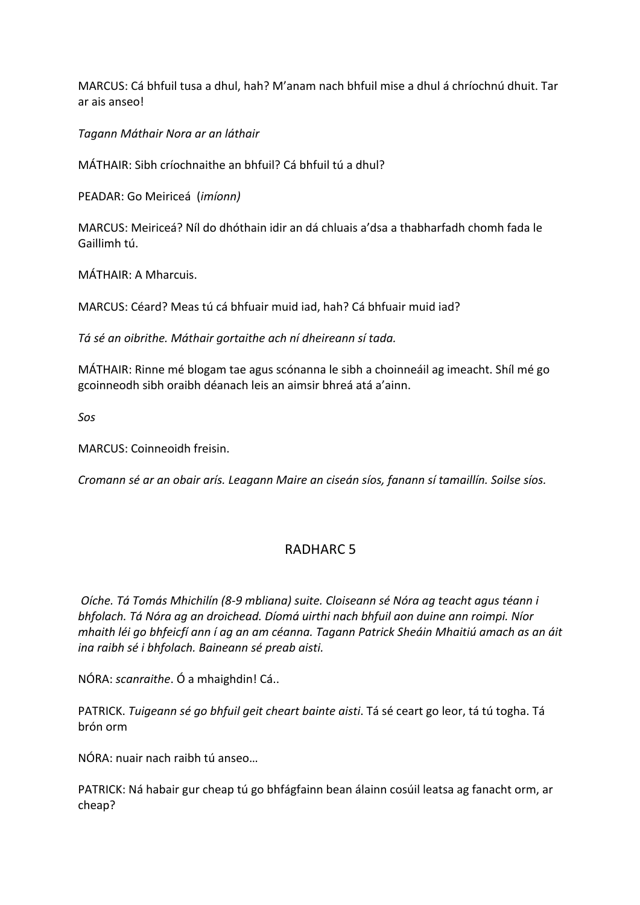MARCUS: Cá bhfuil tusa a dhul, hah? M'anam nach bhfuil mise a dhul á chríochnú duit. Tar ar ais anseo!

*Tagann Máthair Nora ar an láthair*

MÁTHAIR: Sibh críochnaithe an bhfuil? Cá bhfuil tú a dhul?

PEADAR: Go Meiriceá (*imíonn)*

MARCUS: Meiriceá? Níl do dhóthain idir an dá chluais a'dsa a thabharfadh chomh fada le Gaillimh tú.

MÁTHAIR: A Mharcuis.

MARCUS: Céard? Meas tú cá bhfuair muid iad, hah? Cá bhfuair muid iad?

*Tá sé an oibrithe. Máthair gortaithe ach ní dheireann sí tada.*

MÁTHAIR: Rinne mé blogam tae agus scónanna le sibh a choinneáil ag imeacht. Shíl mé go gcoinneodh sibh oraibh déanach leis an aimsir bhreá atá a'ainn.

*Sos*

MARCUS: Coinneoidh freisin.

*Cromann sé ar an obair arís. Leagann Maire an ciseán síos, fanann sí tamaillín. Soilse síos.*

## RADHARC 5

*Oíche. Tá Tomás Mhichilín (8-9 mbliana) suite. Cloiseann sé Nóra ag teacht agus téann i bhfolach. Tá Nóra ag an droichead. Díomá uirthi nach bhfuil aon duine ann roimpi. Níor mhaith léi go bhfeicfí ann í ag an am céanna. Tagann Patrick Sheáin Mhaitiú amach as an áit ina raibh sé i bhfolach. Baineann sé preab aisti.*

NÓRA: *scanraithe*. Ó a mhaighdin! Cá..

PATRICK. *Tuigeann sé go bhfuil geit cheart bainte aisti*. Tá sé ceart go leor, tá tú togha. Tá brón orm

NÓRA: nuair nach raibh tú anseo…

PATRICK: Ná habair gur cheap tú go bhfágfainn bean álainn cosúil leatsa ag fanacht orm, ar cheap?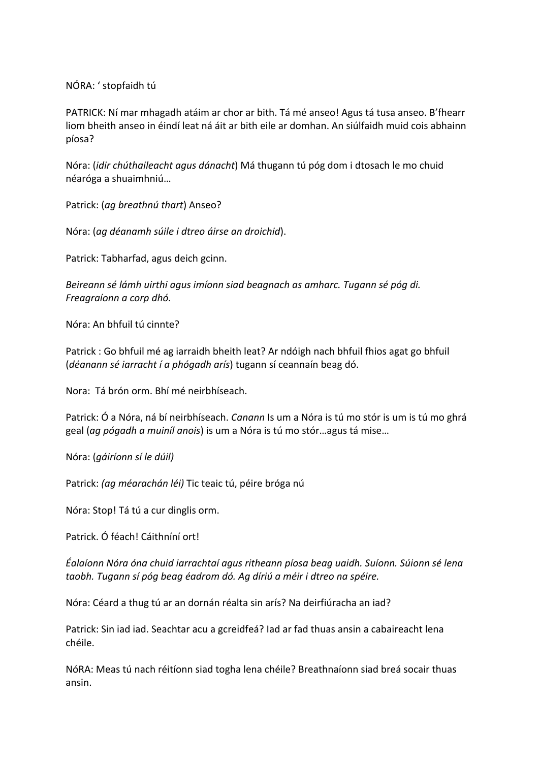NÓRA: ‘ stopfaidh tú

PATRICK: Ní mar mhagadh atáim ar chor ar bith. Tá mé anseo! Agus tá tusa anseo. B’fhearr liom bheith anseo in éindí leat ná áit ar bith eile ar domhan. An siúlfaidh muid cois abhainn píosa?

Nóra: (*idir chúthaileacht agus dánacht*) Má thugann tú póg dom i dtosach le mo chuid néaróga a shuaimhniú…

Patrick: (*ag breathnú thart*) Anseo?

Nóra: (*ag déanamh súile i dtreo áirse an droichid*).

Patrick: Tabharfad, agus deich gcinn.

*Beireann sé lámh uirthi agus imíonn siad beagnach as amharc. Tugann sé póg di. Freagraíonn a corp dhó.*

Nóra: An bhfuil tú cinnte?

Patrick : Go bhfuil mé ag iarraidh bheith leat? Ar ndóigh nach bhfuil fhios agat go bhfuil (*déanann sé iarracht í a phógadh arís*) tugann sí ceannaín beag dó.

Nora: Tá brón orm. Bhí mé neirbhíseach.

Patrick: Ó a Nóra, ná bí neirbhíseach. *Canann* Is um a Nóra is tú mo stór is um is tú mo ghrá geal (*ag pógadh a muiníl anois*) is um a Nóra is tú mo stór…agus tá mise…

Nóra: (*gáiríonn sí le dúil)*

Patrick: *(ag méarachán léi)* Tic teaic tú, péire bróga nú

Nóra: Stop! Tá tú a cur dinglis orm.

Patrick. Ó féach! Cáithníní ort!

*Éalaíonn Nóra óna chuid iarrachtaí agus ritheann píosa beag uaidh. Suíonn. Súionn sé lena taobh. Tugann sí póg beag éadrom dó. Ag díriú a méir i dtreo na spéire.*

Nóra: Céard a thug tú ar an dornán réalta sin arís? Na deirfiúracha an iad?

Patrick: Sin iad iad. Seachtar acu a gcreidfeá? Iad ar fad thuas ansin a cabaireacht lena chéile.

NóRA: Meas tú nach réitíonn siad togha lena chéile? Breathnaíonn siad breá socair thuas ansin.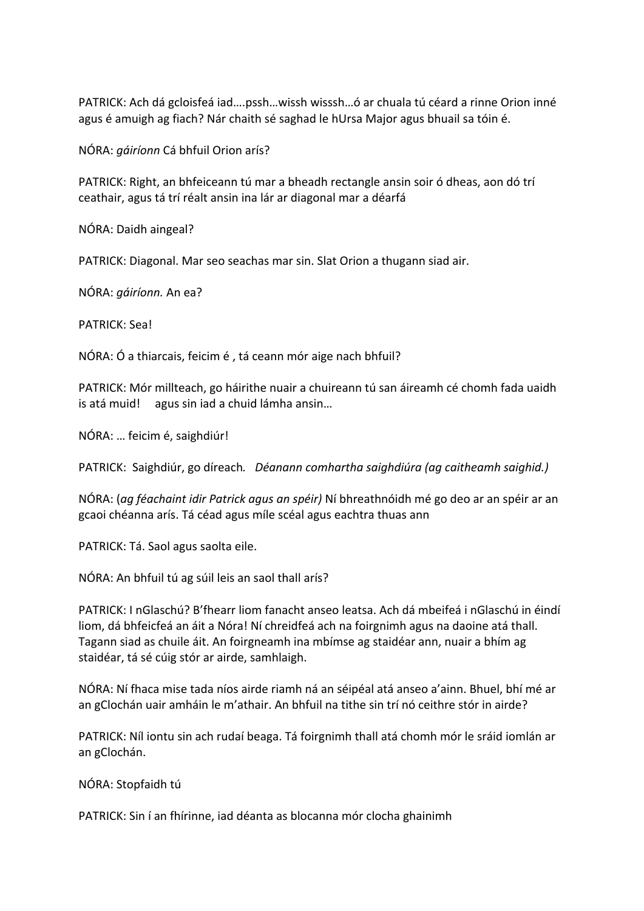PATRICK: Ach dá gcloisfeá iad….pssh…wissh wisssh…ó ar chuala tú céard a rinne Orion inné agus é amuigh ag fiach? Nár chaith sé saghad le hUrsa Major agus bhuail sa tóin é.

NÓRA: *gáiríonn* Cá bhfuil Orion arís?

PATRICK: Right, an bhfeiceann tú mar a bheadh rectangle ansin soir ó dheas, aon dó trí ceathair, agus tá trí réalt ansin ina lár ar diagonal mar a déarfá

NÓRA: Daidh aingeal?

PATRICK: Diagonal. Mar seo seachas mar sin. Slat Orion a thugann siad air.

NÓRA: *gáiríonn.* An ea?

PATRICK: Sea!

NÓRA: Ó a thiarcais, feicim é , tá ceann mór aige nach bhfuil?

PATRICK: Mór millteach, go háirithe nuair a chuireann tú san áireamh cé chomh fada uaidh is atá muid!   agus sin iad a chuid lámha ansin…

NÓRA: … feicim é, saighdiúr!

PATRICK: Saighdiúr, go díreach*.*  *Déanann comhartha saighdiúra (ag caitheamh saighid.)*

NÓRA: (*ag féachaint idir Patrick agus an spéir)* Ní bhreathnóidh mé go deo ar an spéir ar an gcaoi chéanna arís. Tá céad agus míle scéal agus eachtra thuas ann

PATRICK: Tá. Saol agus saolta eile.

NÓRA: An bhfuil tú ag súil leis an saol thall arís?

PATRICK: I nGlaschú? B'fhearr liom fanacht anseo leatsa. Ach dá mbeifeá i nGlaschú in éindí liom, dá bhfeicfeá an áit a Nóra! Ní chreidfeá ach na foirgnimh agus na daoine atá thall. Tagann siad as chuile áit. An foirgneamh ina mbímse ag staidéar ann, nuair a bhím ag staidéar, tá sé cúig stór ar airde, samhlaigh.

NÓRA: Ní fhaca mise tada níos airde riamh ná an séipéal atá anseo a'ainn. Bhuel, bhí mé ar an gClochán uair amháin le m'athair. An bhfuil na tithe sin trí nó ceithre stór in airde?

PATRICK: Níl iontu sin ach rudaí beaga. Tá foirgnimh thall atá chomh mór le sráid iomlán ar an gClochán.

NÓRA: Stopfaidh tú

PATRICK: Sin í an fhírinne, iad déanta as blocanna mór clocha ghainimh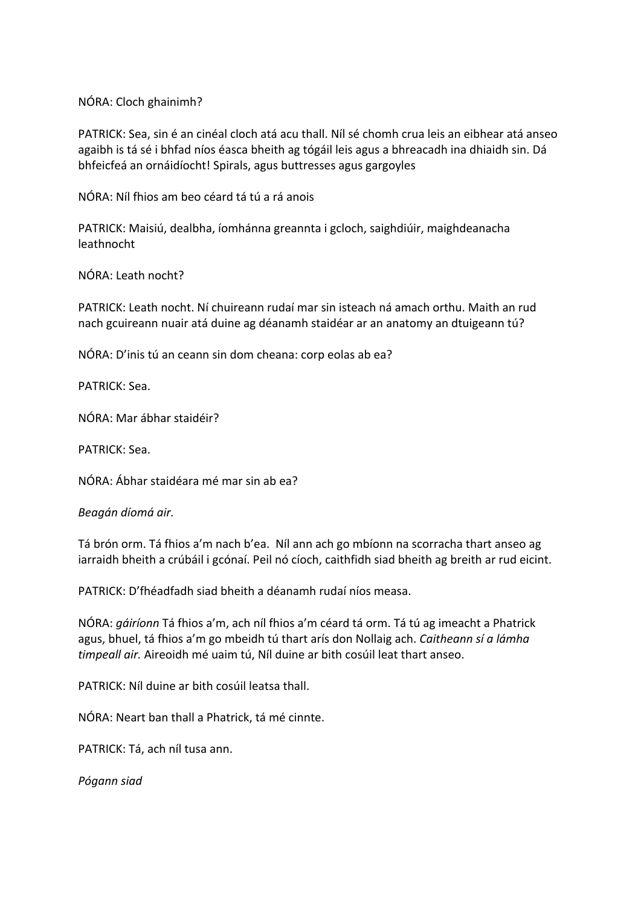NÓRA: Cloch ghainimh?

PATRICK: Sea, sin é an cinéal cloch atá acu thall. Níl sé chomh crua leis an eibhear atá anseo agaibh is tá sé i bhfad níos éasca bheith ag tógáil leis agus a bhreacadh ina dhiaidh sin. Dá bhfeicfeá an ornáidíocht! Spirals, agus buttresses agus gargoyles

NÓRA: Níl fhios am beo céard tá tú a rá anois

PATRICK: Maisiú, dealbha, íomhánna greannta i gcloch, saighdiúir, maighdeanacha leathnocht

NÓRA: Leath nocht?

PATRICK: Leath nocht. Ní chuireann rudaí mar sin isteach ná amach orthu. Maith an rud nach gcuireann nuair atá duine ag déanamh staidéar ar an anatomy an dtuigeann tú?

NÓRA: D'inis tú an ceann sin dom cheana: corp eolas ab ea?

PATRICK: Sea.

NÓRA: Mar ábhar staidéir?

PATRICK: Sea.

NÓRA: Ábhar staidéara mé mar sin ab ea?

*Beagán díomá air.*

Tá brón orm. Tá fhios a'm nach b'ea.  Níl ann ach go mbíonn na scorracha thart anseo ag iarraidh bheith a crúbáil i gcónaí. Peil nó cíoch, caithfidh siad bheith ag breith ar rud eicint.

PATRICK: D'fhéadfadh siad bheith a déanamh rudaí níos measa.

NÓRA: *gáiríonn* Tá fhios a'm, ach níl fhios a'm céard tá orm. Tá tú ag imeacht a Phatrick agus, bhuel, tá fhios a'm go mbeidh tú thart arís don Nollaig ach. *Caitheann sí a lámha timpeall air.* Aireoidh mé uaim tú, Níl duine ar bith cosúil leat thart anseo.

PATRICK: Níl duine ar bith cosúil leatsa thall.

NÓRA: Neart ban thall a Phatrick, tá mé cinnte.

PATRICK: Tá, ach níl tusa ann.

*Pógann siad*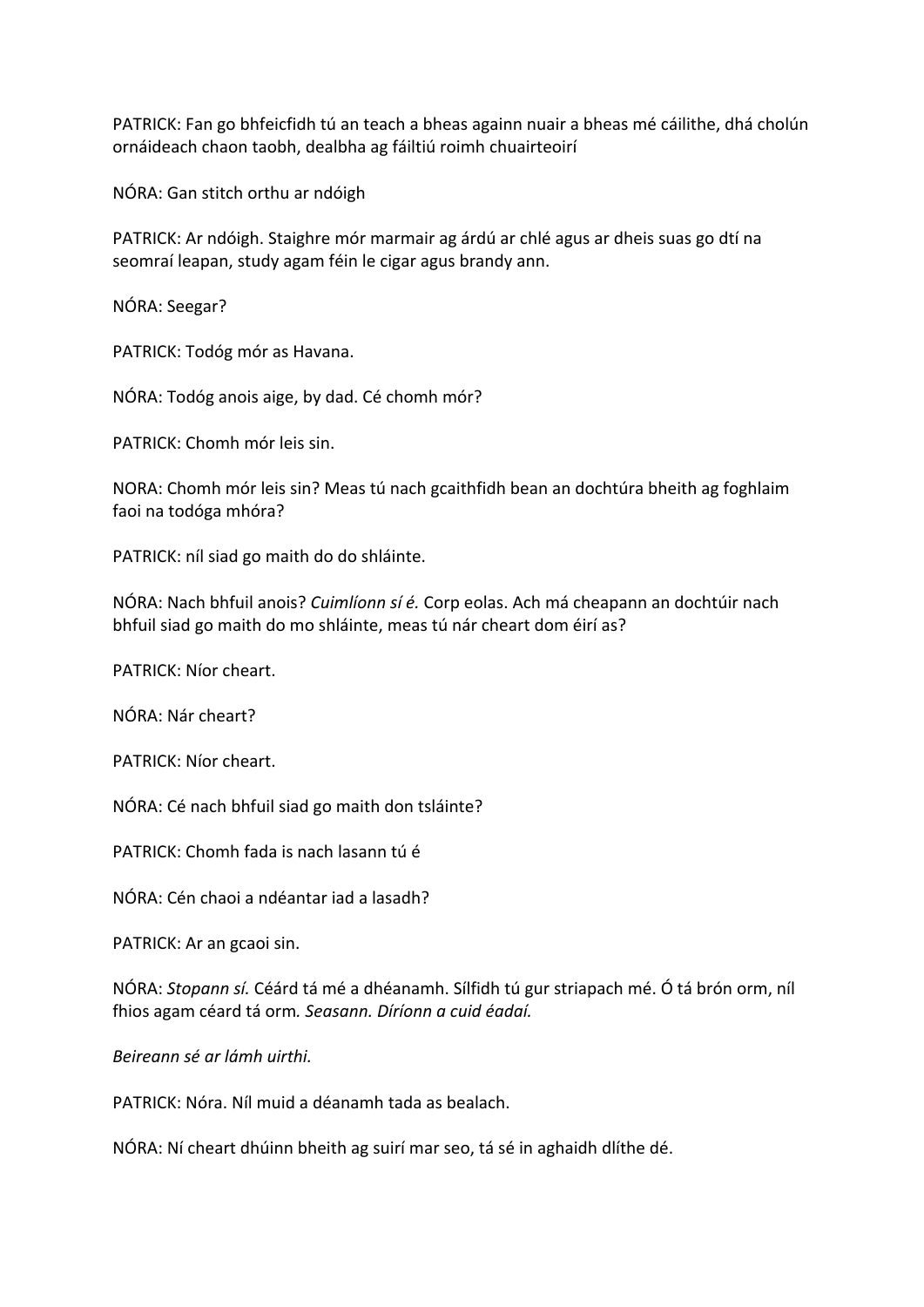PATRICK: Fan go bhfeicfidh tú an teach a bheas againn nuair a bheas mé cáilithe, dhá cholún ornáideach chaon taobh, dealbha ag fáiltiú roimh chuairteoirí

NÓRA: Gan stitch orthu ar ndóigh

PATRICK: Ar ndóigh. Staighre mór marmair ag árdú ar chlé agus ar dheis suas go dtí na seomraí leapan, study agam féin le cigar agus brandy ann.

NÓRA: Seegar?

PATRICK: Todóg mór as Havana.

NÓRA: Todóg anois aige, by dad. Cé chomh mór?

PATRICK: Chomh mór leis sin.

NORA: Chomh mór leis sin? Meas tú nach gcaithfidh bean an dochtúra bheith ag foghlaim faoi na todóga mhóra?

PATRICK: níl siad go maith do do shláinte.

NÓRA: Nach bhfuil anois? *Cuimlíonn sí é.* Corp eolas. Ach má cheapann an dochtúir nach bhfuil siad go maith do mo shláinte, meas tú nár cheart dom éirí as?

PATRICK: Níor cheart.

NÓRA: Nár cheart?

PATRICK: Níor cheart.

NÓRA: Cé nach bhfuil siad go maith don tsláinte?

PATRICK: Chomh fada is nach lasann tú é

NÓRA: Cén chaoi a ndéantar iad a lasadh?

PATRICK: Ar an gcaoi sin.

NÓRA: *Stopann sí.* Céárd tá mé a dhéanamh. Sílfidh tú gur striapach mé. Ó tá brón orm, níl fhios agam céard tá orm*. Seasann. Díríonn a cuid éadaí.*

*Beireann sé ar lámh uirthi.*

PATRICK: Nóra. Níl muid a déanamh tada as bealach.

NÓRA: Ní cheart dhúinn bheith ag suirí mar seo, tá sé in aghaidh dlíthe dé.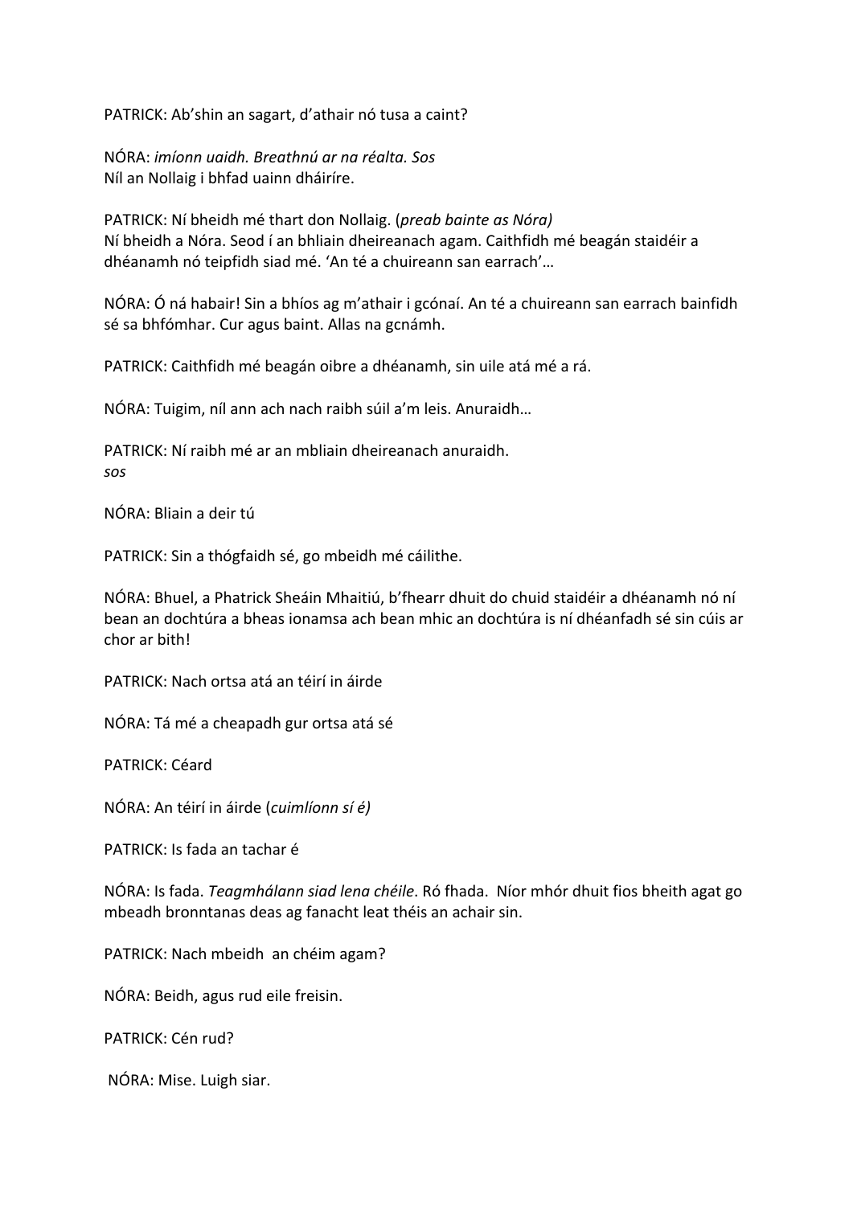PATRICK: Ab’shin an sagart, d’athair nó tusa a caint?

NÓRA: *imíonn uaidh. Breathnú ar na réalta. Sos*
Níl an Nollaig i bhfad uainn dháiríre.

PATRICK: Ní bheidh mé thart don Nollaig. (*preab bainte as Nóra)*
Ní bheidh a Nóra. Seod í an bhliain dheireanach agam. Caithfidh mé beagán staidéir a dhéanamh nó teipfidh siad mé. ‘An té a chuireann san earrach’…

NÓRA: Ó ná habair! Sin a bhíos ag m’athair i gcónaí. An té a chuireann san earrach bainfidh sé sa bhfómhar. Cur agus baint. Allas na gcnámh.

PATRICK: Caithfidh mé beagán oibre a dhéanamh, sin uile atá mé a rá.

NÓRA: Tuigim, níl ann ach nach raibh súil a’m leis. Anuraidh…

PATRICK: Ní raibh mé ar an mbliain dheireanach anuraidh.
*sos*

NÓRA: Bliain a deir tú

PATRICK: Sin a thógfaidh sé, go mbeidh mé cáilithe.

NÓRA: Bhuel, a Phatrick Sheáin Mhaitiú, b’fhearr dhuit do chuid staidéir a dhéanamh nó ní bean an dochtúra a bheas ionamsa ach bean mhic an dochtúra is ní dhéanfadh sé sin cúis ar chor ar bith!

PATRICK: Nach ortsa atá an téirí in áirde

NÓRA: Tá mé a cheapadh gur ortsa atá sé

PATRICK: Céard

NÓRA: An téirí in áirde (*cuimlíonn sí é)*

PATRICK: Is fada an tachar é

NÓRA: Is fada. *Teagmhálann siad lena chéile*. Ró fhada. Níor mhór dhuit fios bheith agat go mbeadh bronntanas deas ag fanacht leat théis an achair sin.

PATRICK: Nach mbeidh an chéim agam?

NÓRA: Beidh, agus rud eile freisin.

PATRICK: Cén rud?

NÓRA: Mise. Luigh siar.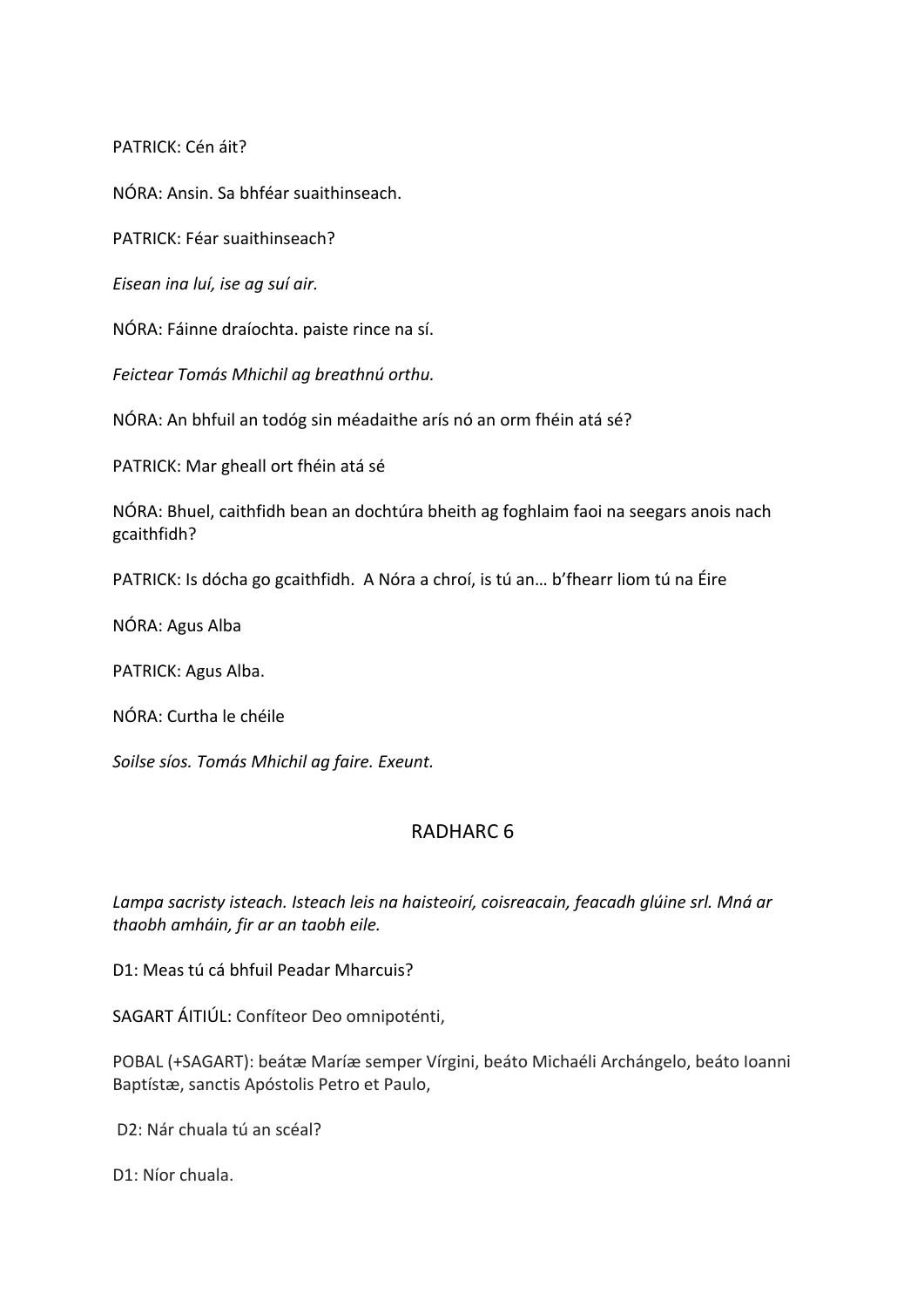PATRICK: Cén áit?

NÓRA: Ansin. Sa bhféar suaithinseach.

PATRICK: Féar suaithinseach?

*Eisean ina luí, ise ag suí air.*

NÓRA: Fáinne draíochta. paiste rince na sí.

*Feictear Tomás Mhichil ag breathnú orthu.*

NÓRA: An bhfuil an todóg sin méadaithe arís nó an orm fhéin atá sé?

PATRICK: Mar gheall ort fhéin atá sé

NÓRA: Bhuel, caithfidh bean an dochtúra bheith ag foghlaim faoi na seegars anois nach gcaithfidh?

PATRICK: Is dócha go gcaithfidh.  A Nóra a chroí, is tú an… b'fhearr liom tú na Éire

NÓRA: Agus Alba

PATRICK: Agus Alba.

NÓRA: Curtha le chéile

*Soilse síos. Tomás Mhichil ag faire. Exeunt.*

## RADHARC 6

*Lampa sacristy isteach. Isteach leis na haisteoirí, coisreacain, feacadh glúine srl. Mná ar thaobh amháin, fir ar an taobh eile.*

D1: Meas tú cá bhfuil Peadar Mharcuis?

SAGART ÁITIÚL: Confíteor Deo omnipoténti,

POBAL (+SAGART): beátæ Maríæ semper Vírgini, beáto Michaéli Archángelo, beáto Ioanni Baptístæ, sanctis Apóstolis Petro et Paulo,

D2: Nár chuala tú an scéal?

D1: Níor chuala.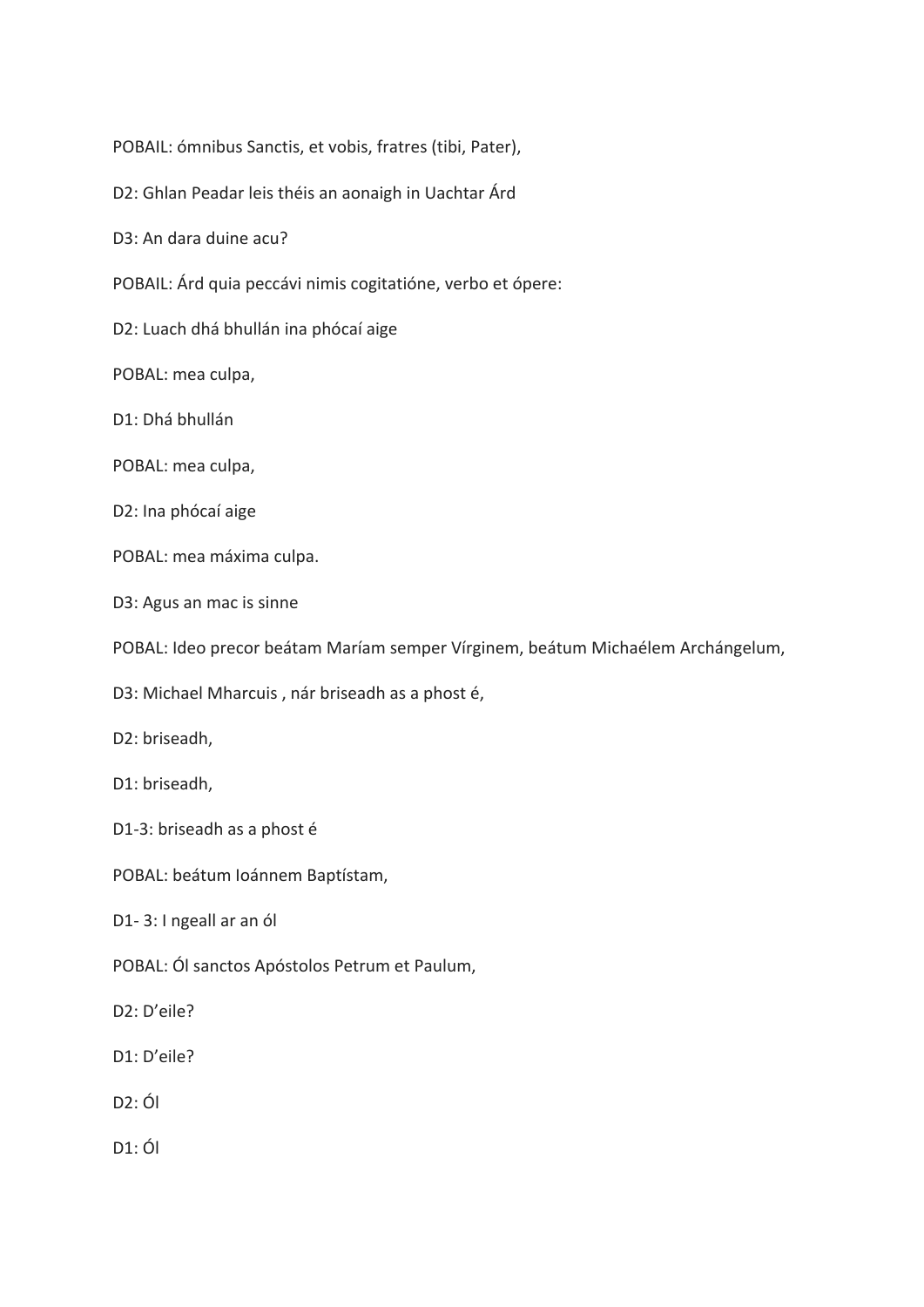POBAIL: ómnibus Sanctis, et vobis, fratres (tibi, Pater),

D2: Ghlan Peadar leis théis an aonaigh in Uachtar Árd

D3: An dara duine acu?

POBAIL: Árd quia peccávi nimis cogitatióne, verbo et ópere:

D2: Luach dhá bhullán ina phócaí aige

POBAL: mea culpa,

D1: Dhá bhullán

POBAL: mea culpa,

D2: Ina phócaí aige

POBAL: mea máxima culpa.

D3: Agus an mac is sinne

POBAL: Ideo precor beátam Maríam semper Vírginem, beátum Michaélem Archángelum,

D3: Michael Mharcuis , nár briseadh as a phost é,

D2: briseadh,

D1: briseadh,

D1-3: briseadh as a phost é

POBAL: beátum Ioánnem Baptístam,

D1- 3: I ngeall ar an ól

POBAL: Ól sanctos Apóstolos Petrum et Paulum,

D2: D'eile?

D1: D'eile?

D2: Ól

D1: Ól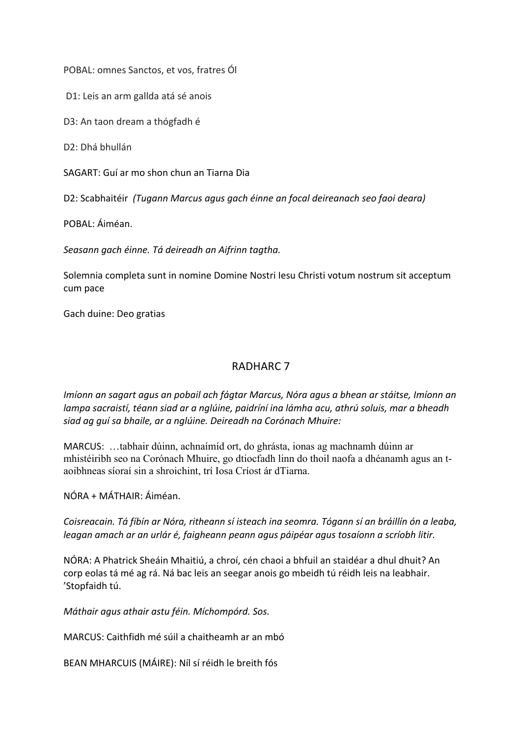POBAL: omnes Sanctos, et vos, fratres Ól

D1: Leis an arm gallda atá sé anois

D3: An taon dream a thógfadh é

D2: Dhá bhullán

SAGART: Guí ar mo shon chun an Tiarna Dia

D2: Scabhaitéir *(Tugann Marcus agus gach éinne an focal deireanach seo faoi deara)*

POBAL: Áiméan.

*Seasann gach éinne. Tá deireadh an Aifrinn tagtha.*

Solemnia completa sunt in nomine Domine Nostri Iesu Christi votum nostrum sit acceptum cum pace

Gach duine: Deo gratias

## RADHARC 7

*Imíonn an sagart agus an pobail ach fágtar Marcus, Nóra agus a bhean ar stáitse, Imíonn an lampa sacraistí, téann siad ar a nglúine, paidríní ina lámha acu, athrú soluis, mar a bheadh siad ag guí sa bhaile, ar a nglúine. Deireadh na Corónach Mhuire:*

MARCUS: …tabhair dúinn, achnaímíd ort, do ghrásta, ionas ag machnamh dúinn ar mhistéiribh seo na Corónach Mhuire, go dtiocfadh linn do thoil naofa a dhéanamh agus an t-aoibhneas síoraí sin a shroichint, trí Iosa Críost ár dTiarna.

NÓRA + MÁTHAIR: Áiméan.

*Coisreacain. Tá fíbín ar Nóra, ritheann sí isteach ina seomra. Tógann sí an bráillín ón a leaba, leagan amach ar an urlár é, faigheann peann agus páipéar agus tosaíonn a scríobh litir.*

NÓRA: A Phatrick Sheáin Mhaitiú, a chroí, cén chaoi a bhfuil an staidéar a dhul dhuit? An corp eolas tá mé ag rá. Ná bac leis an seegar anois go mbeidh tú réidh leis na leabhair. ’Stopfaidh tú.

*Máthair agus athair astu féin. Míchompórd. Sos.*

MARCUS: Caithfidh mé súil a chaitheamh ar an mbó

BEAN MHARCUIS (MÁIRE): Níl sí réidh le breith fós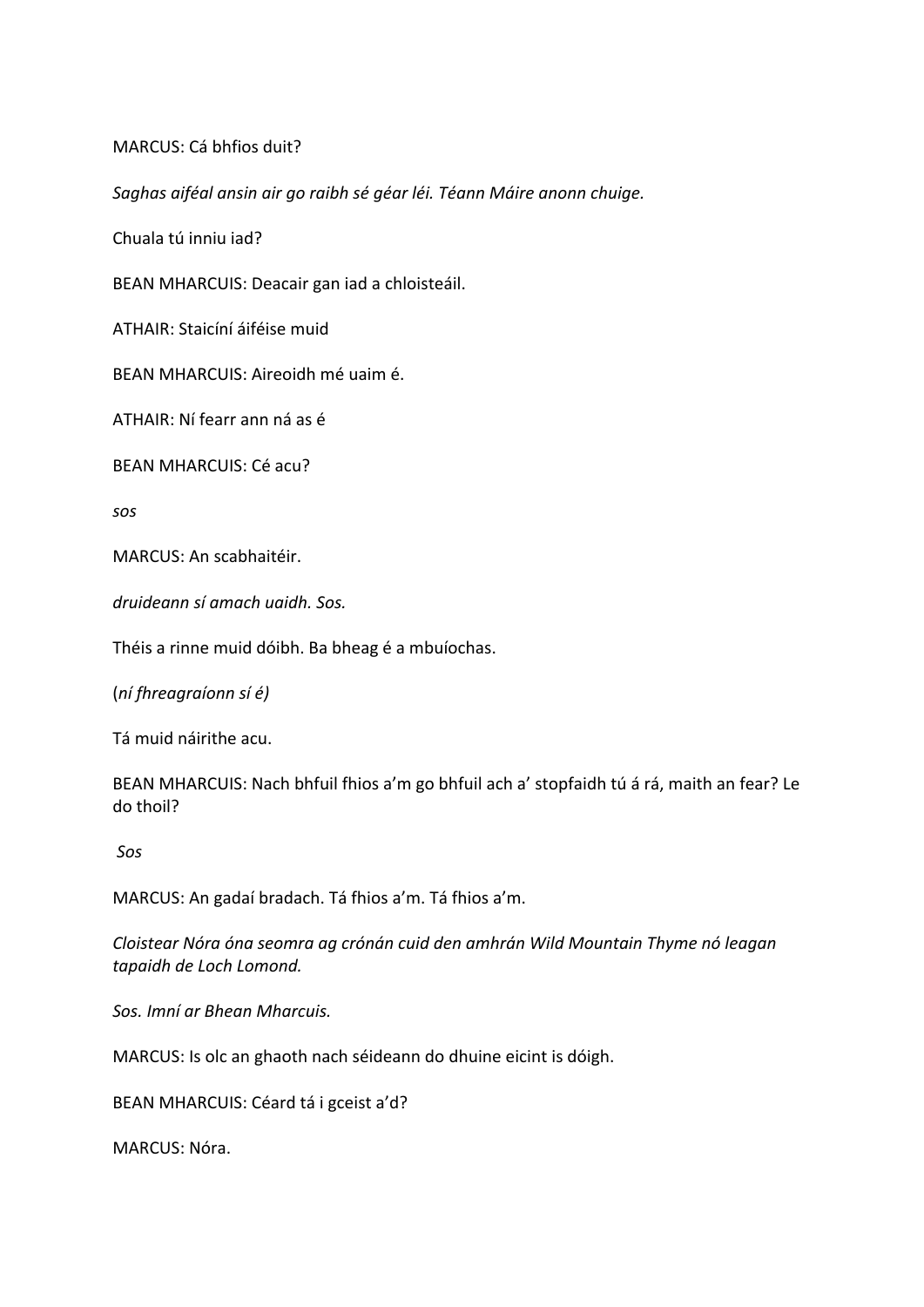MARCUS: Cá bhfios duit?

*Saghas aiféal ansin air go raibh sé géar léi. Téann Máire anonn chuige.*

Chuala tú inniu iad?

BEAN MHARCUIS: Deacair gan iad a chloisteáil.

ATHAIR: Staicíní áiféise muid

BEAN MHARCUIS: Aireoidh mé uaim é.

ATHAIR: Ní fearr ann ná as é

BEAN MHARCUIS: Cé acu?

*sos*

MARCUS: An scabhaitéir.

*druideann sí amach uaidh. Sos.*

Théis a rinne muid dóibh. Ba bheag é a mbuíochas.

(*ní fhreagraíonn sí é)*

Tá muid náirithe acu.

BEAN MHARCUIS: Nach bhfuil fhios a'm go bhfuil ach a' stopfaidh tú á rá, maith an fear? Le do thoil?

*Sos*

MARCUS: An gadaí bradach. Tá fhios a'm. Tá fhios a'm.

*Cloistear Nóra óna seomra ag crónán cuid den amhrán Wild Mountain Thyme nó leagan tapaidh de Loch Lomond.*

*Sos. Imní ar Bhean Mharcuis.*

MARCUS: Is olc an ghaoth nach séideann do dhuine eicint is dóigh.

BEAN MHARCUIS: Céard tá i gceist a'd?

MARCUS: Nóra.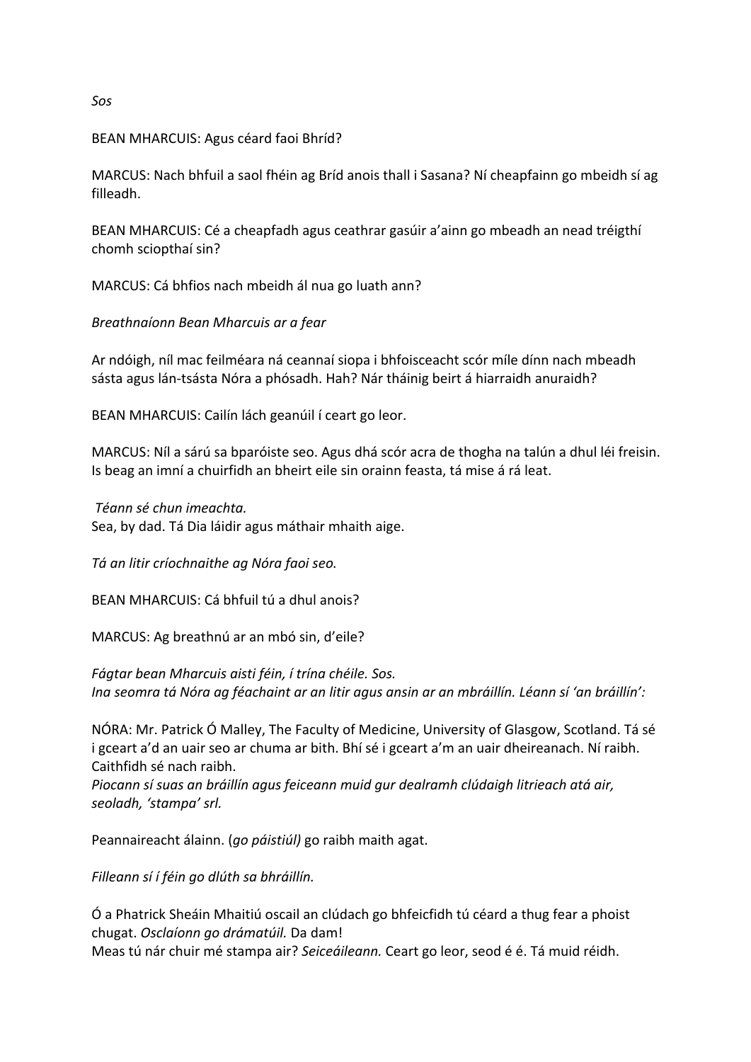*Sos*

BEAN MHARCUIS: Agus céard faoi Bhríd?

MARCUS: Nach bhfuil a saol fhéin ag Bríd anois thall i Sasana? Ní cheapfainn go mbeidh sí ag filleadh.

BEAN MHARCUIS: Cé a cheapfadh agus ceathrar gasúir a'ainn go mbeadh an nead tréigthí chomh sciopthaí sin?

MARCUS: Cá bhfios nach mbeidh ál nua go luath ann?

*Breathnaíonn Bean Mharcuis ar a fear*

Ar ndóigh, níl mac feilméara ná ceannaí siopa i bhfoisceacht scór míle dínn nach mbeadh sásta agus lán-tsásta Nóra a phósadh. Hah? Nár tháinig beirt á hiarraidh anuraidh?

BEAN MHARCUIS: Cailín lách geanúil í ceart go leor.

MARCUS: Níl a sárú sa bparóiste seo. Agus dhá scór acra de thogha na talún a dhul léi freisin. Is beag an imní a chuirfidh an bheirt eile sin orainn feasta, tá mise á rá leat.

*Téann sé chun imeachta.*
Sea, by dad. Tá Dia láidir agus máthair mhaith aige.

*Tá an litir críochnaithe ag Nóra faoi seo.*

BEAN MHARCUIS: Cá bhfuil tú a dhul anois?

MARCUS: Ag breathnú ar an mbó sin, d'eile?

*Fágtar bean Mharcuis aisti féin, í trína chéile. Sos.*
*Ina seomra tá Nóra ag féachaint ar an litir agus ansin ar an mbráillín. Léann sí 'an bráillín':*

NÓRA: Mr. Patrick Ó Malley, The Faculty of Medicine, University of Glasgow, Scotland. Tá sé i gceart a'd an uair seo ar chuma ar bith. Bhí sé i gceart a'm an uair dheireanach. Ní raibh. Caithfidh sé nach raibh.
*Piocann sí suas an bráillín agus feiceann muid gur dealramh clúdaigh litrieach atá air, seoladh, 'stampa' srl.*

Peannaireacht álainn. (*go páistiúl)* go raibh maith agat.

*Filleann sí í féin go dlúth sa bhráillín.*

Ó a Phatrick Sheáin Mhaitiú oscail an clúdach go bhfeicfidh tú céard a thug fear a phoist chugat. *Osclaíonn go drámatúil.* Da dam!
Meas tú nár chuir mé stampa air? *Seiceáileann.* Ceart go leor, seod é é. Tá muid réidh.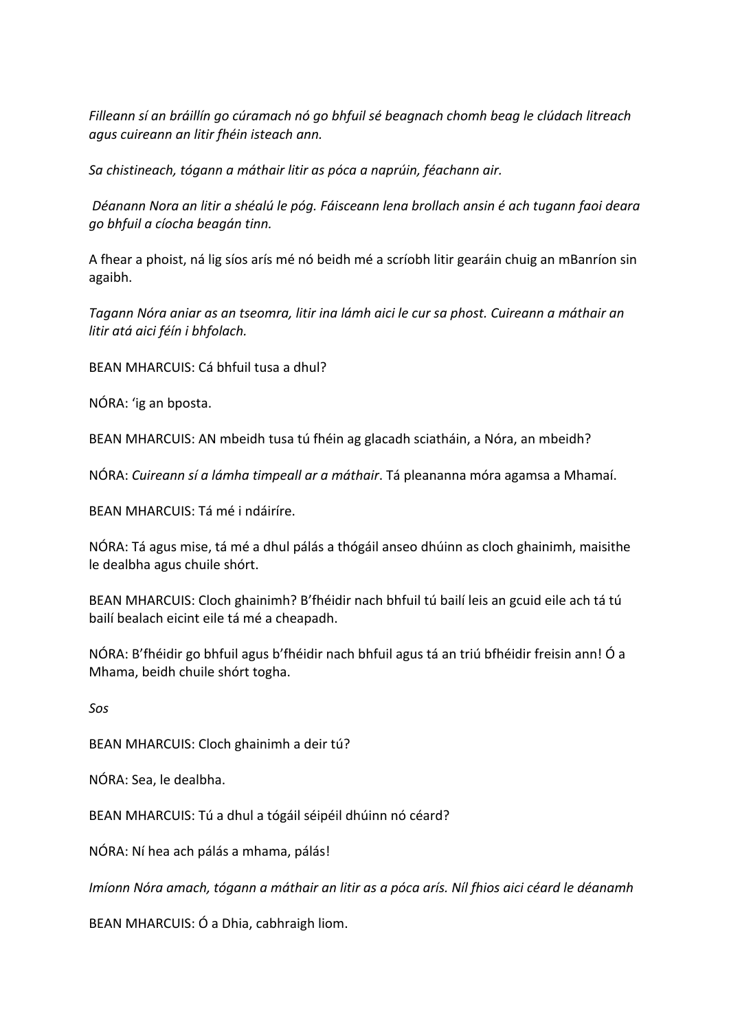*Filleann sí an bráillín go cúramach nó go bhfuil sé beagnach chomh beag le clúdach litreach agus cuireann an litir fhéin isteach ann.*

*Sa chistineach, tógann a máthair litir as póca a naprúin, féachann air.*

*Déanann Nora an litir a shéalú le póg. Fáisceann lena brollach ansin é ach tugann faoi deara go bhfuil a cíocha beagán tinn.*

A fhear a phoist, ná lig síos arís mé nó beidh mé a scríobh litir gearáin chuig an mBanríon sin agaibh.

*Tagann Nóra aniar as an tseomra, litir ina lámh aici le cur sa phost. Cuireann a máthair an litir atá aici féin i bhfolach.*

BEAN MHARCUIS: Cá bhfuil tusa a dhul?

NÓRA: 'ig an bposta.

BEAN MHARCUIS: AN mbeidh tusa tú fhéin ag glacadh sciatháin, a Nóra, an mbeidh?

NÓRA: *Cuireann sí a lámha timpeall ar a máthair*. Tá pleananna móra agamsa a Mhamaí.

BEAN MHARCUIS: Tá mé i ndáiríre.

NÓRA: Tá agus mise, tá mé a dhul pálás a thógáil anseo dhúinn as cloch ghainimh, maisithe le dealbha agus chuile shórt.

BEAN MHARCUIS: Cloch ghainimh? B'fhéidir nach bhfuil tú bailí leis an gcuid eile ach tá tú bailí bealach eicint eile tá mé a cheapadh.

NÓRA: B'fhéidir go bhfuil agus b'fhéidir nach bhfuil agus tá an triú bfhéidir freisin ann! Ó a Mhama, beidh chuile shórt togha.

*Sos*

BEAN MHARCUIS: Cloch ghainimh a deir tú?

NÓRA: Sea, le dealbha.

BEAN MHARCUIS: Tú a dhul a tógáil séipéil dhúinn nó céard?

NÓRA: Ní hea ach pálás a mhama, pálás!

*Imíonn Nóra amach, tógann a máthair an litir as a póca arís. Níl fhios aici céard le déanamh*

BEAN MHARCUIS: Ó a Dhia, cabhraigh liom.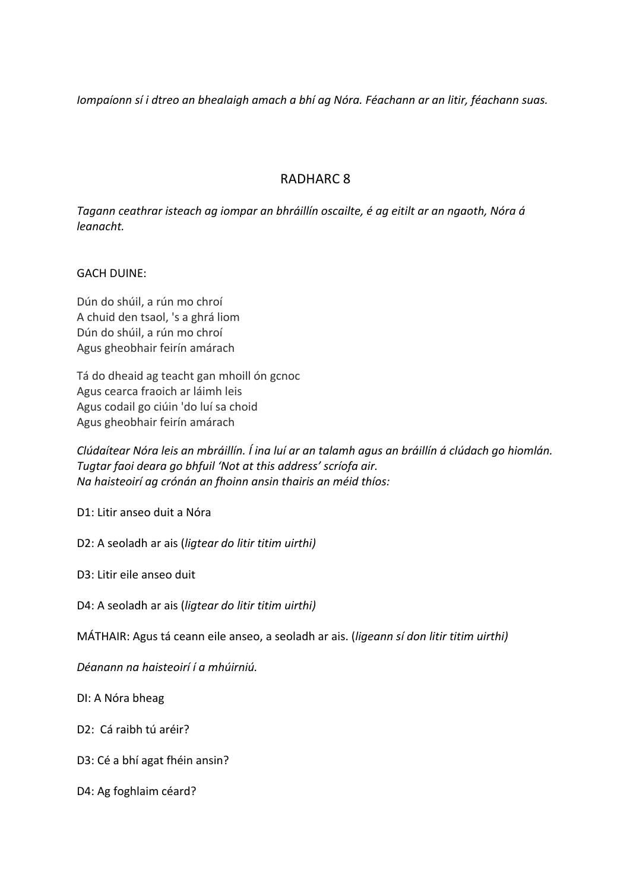*Iompaíonn sí i dtreo an bhealaigh amach a bhí ag Nóra. Féachann ar an litir, féachann suas.*

## RADHARC 8

*Tagann ceathrar isteach ag iompar an bhráillín oscailte, é ag eitilt ar an ngaoth, Nóra á leanacht.*

GACH DUINE:

Dún do shúil, a rún mo chroí
A chuid den tsaol, 's a ghrá liom
Dún do shúil, a rún mo chroí
Agus gheobhair feirín amárach

Tá do dheaid ag teacht gan mhoill ón gcnoc
Agus cearca fraoich ar láimh leis
Agus codail go ciúin 'do luí sa choid
Agus gheobhair feirín amárach

*Clúdaítear Nóra leis an mbráillín. Í ina luí ar an talamh agus an bráillín á clúdach go hiomlán. Tugtar faoi deara go bhfuil 'Not at this address' scríofa air.*
*Na haisteoirí ag crónán an fhoinn ansin thairis an méid thíos:*

D1: Litir anseo duit a Nóra

D2: A seoladh ar ais (*ligtear do litir titim uirthi)*

D3: Litir eile anseo duit

D4: A seoladh ar ais (*ligtear do litir titim uirthi)*

MÁTHAIR: Agus tá ceann eile anseo, a seoladh ar ais. (*ligeann sí don litir titim uirthi)*

*Déanann na haisteoirí í a mhúirniú.*

DI: A Nóra bheag

D2: Cá raibh tú aréir?

D3: Cé a bhí agat fhéin ansin?

D4: Ag foghlaim céard?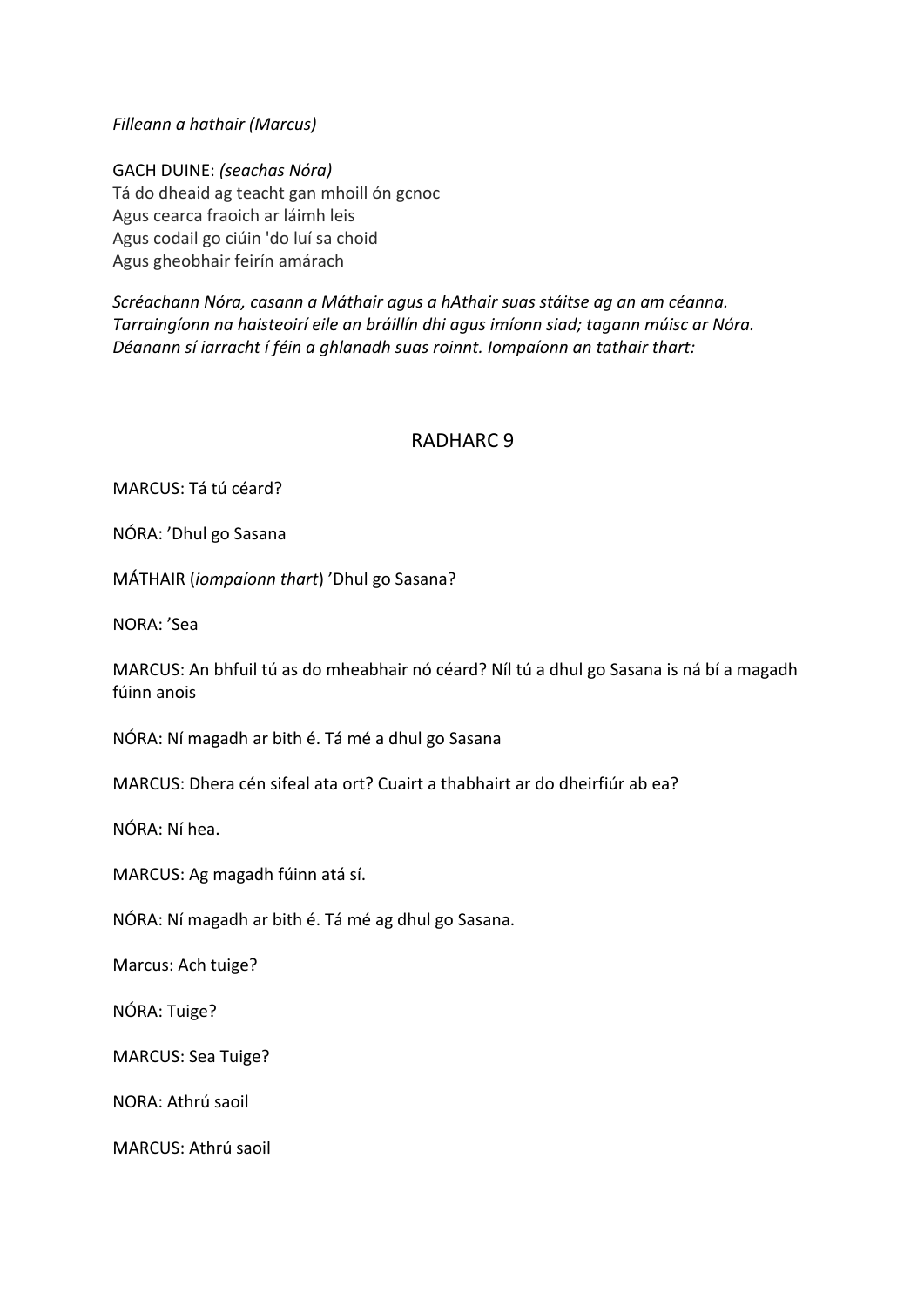*Filleann a hathair (Marcus)*

GACH DUINE: *(seachas Nóra)*
Tá do dheaid ag teacht gan mhoill ón gcnoc
Agus cearca fraoich ar láimh leis
Agus codail go ciúin 'do luí sa choid
Agus gheobhair feirín amárach

*Scréachann Nóra, casann a Máthair agus a hAthair suas stáitse ag an am céanna. Tarraingíonn na haisteoirí eile an bráillín dhi agus imíonn siad; tagann múisc ar Nóra. Déanann sí iarracht í féin a ghlanadh suas roinnt. Iompaíonn an tathair thart:*

## RADHARC 9

MARCUS: Tá tú céard?

NÓRA: 'Dhul go Sasana

MÁTHAIR (*iompaíonn thart*) 'Dhul go Sasana?

NORA: 'Sea

MARCUS: An bhfuil tú as do mheabhair nó céard? Níl tú a dhul go Sasana is ná bí a magadh fúinn anois

NÓRA: Ní magadh ar bith é. Tá mé a dhul go Sasana

MARCUS: Dhera cén sifeal ata ort? Cuairt a thabhairt ar do dheirfiúr ab ea?

NÓRA: Ní hea.

MARCUS: Ag magadh fúinn atá sí.

NÓRA: Ní magadh ar bith é. Tá mé ag dhul go Sasana.

Marcus: Ach tuige?

NÓRA: Tuige?

MARCUS: Sea Tuige?

NORA: Athrú saoil

MARCUS: Athrú saoil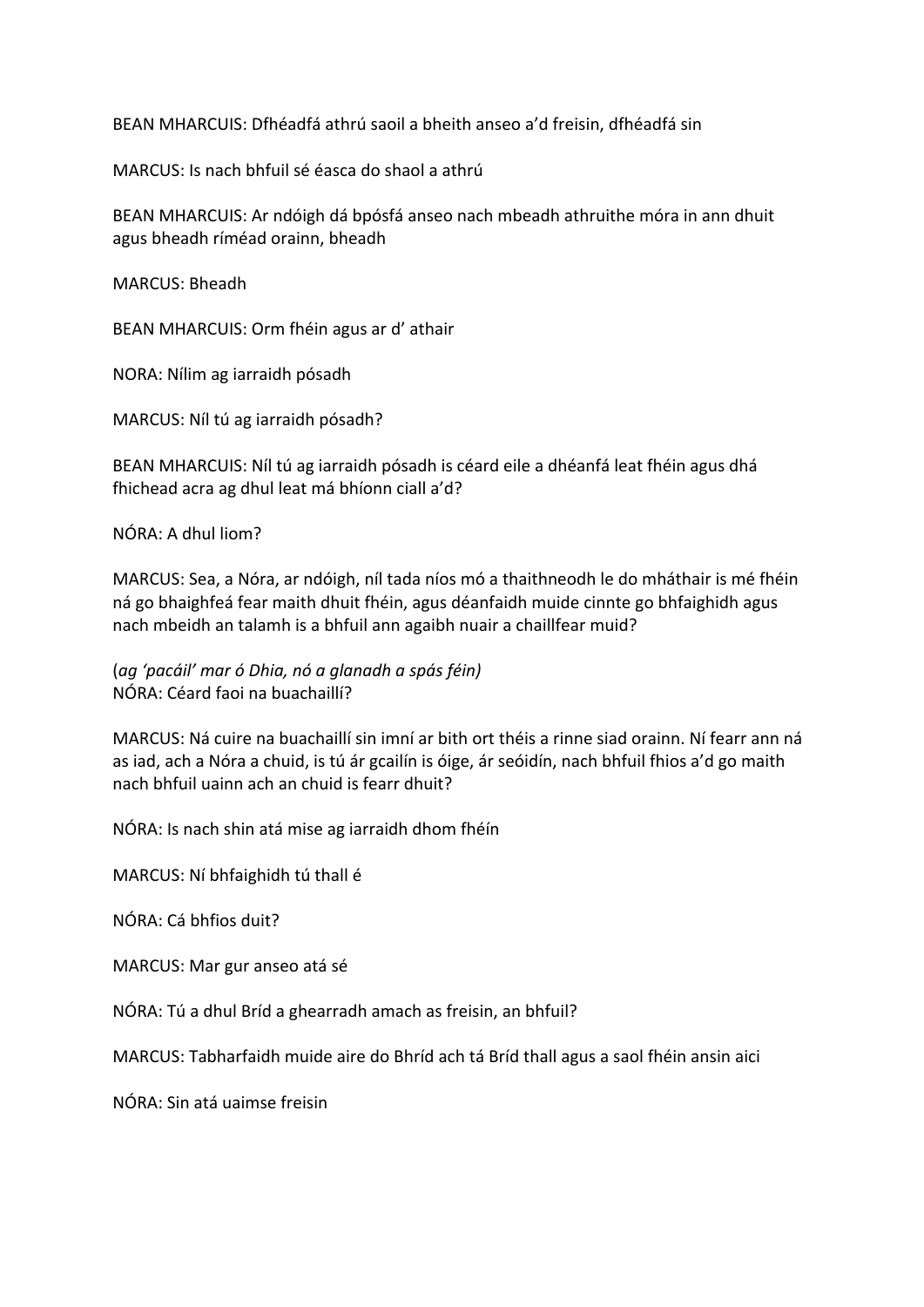BEAN MHARCUIS: Dfhéadfá athrú saoil a bheith anseo a'd freisin, dfhéadfá sin

MARCUS: Is nach bhfuil sé éasca do shaol a athrú

BEAN MHARCUIS: Ar ndóigh dá bpósfá anseo nach mbeadh athruithe móra in ann dhuit agus bheadh ríméad orainn, bheadh

MARCUS: Bheadh

BEAN MHARCUIS: Orm fhéin agus ar d' athair

NORA: Nílim ag iarraidh pósadh

MARCUS: Níl tú ag iarraidh pósadh?

BEAN MHARCUIS: Níl tú ag iarraidh pósadh is céard eile a dhéanfá leat fhéin agus dhá fhichead acra ag dhul leat má bhíonn ciall a'd?

NÓRA: A dhul liom?

MARCUS: Sea, a Nóra, ar ndóigh, níl tada níos mó a thaithneodh le do mháthair is mé fhéin ná go bhaighfeá fear maith dhuit fhéin, agus déanfaidh muide cinnte go bhfaighidh agus nach mbeidh an talamh is a bhfuil ann agaibh nuair a chaillfear muid?

(*ag 'pacáil' mar ó Dhia, nó a glanadh a spás féin)*
NÓRA: Céard faoi na buachaillí?

MARCUS: Ná cuire na buachaillí sin imní ar bith ort théis a rinne siad orainn. Ní fearr ann ná as iad, ach a Nóra a chuid, is tú ár gcailín is óige, ár seóidín, nach bhfuil fhios a'd go maith nach bhfuil uainn ach an chuid is fearr dhuit?

NÓRA: Is nach shin atá mise ag iarraidh dhom fhéin

MARCUS: Ní bhfaighidh tú thall é

NÓRA: Cá bhfios duit?

MARCUS: Mar gur anseo atá sé

NÓRA: Tú a dhul Bríd a ghearradh amach as freisin, an bhfuil?

MARCUS: Tabharfaidh muide aire do Bhríd ach tá Bríd thall agus a saol fhéin ansin aici

NÓRA: Sin atá uaimse freisin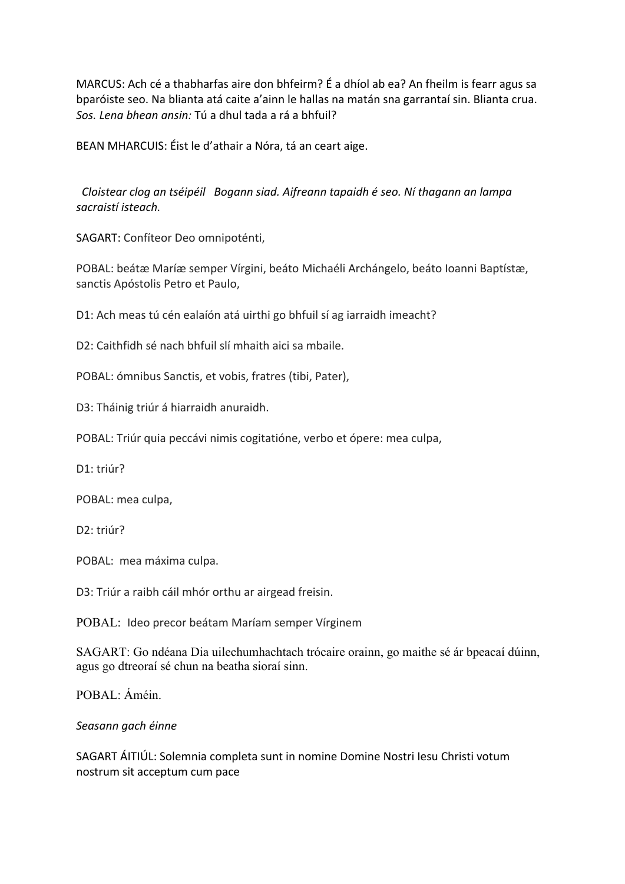MARCUS: Ach cé a thabharfas aire don bhfeirm? É a dhíol ab ea? An fheilm is fearr agus sa bparóiste seo. Na blianta atá caite a'ainn le hallas na matán sna garrantaí sin. Blianta crua. *Sos. Lena bhean ansin:* Tú a dhul tada a rá a bhfuil?

BEAN MHARCUIS: Éist le d'athair a Nóra, tá an ceart aige.

*Cloistear clog an tséipéil   Bogann siad. Aifreann tapaidh é seo. Ní thagann an lampa sacraistí isteach.*

SAGART: Confíteor Deo omnipoténti,

POBAL: beátæ Maríæ semper Vírgini, beáto Michaéli Archángelo, beáto Ioanni Baptístæ, sanctis Apóstolis Petro et Paulo,

D1: Ach meas tú cén ealaíón atá uirthi go bhfuil sí ag iarraidh imeacht?

D2: Caithfidh sé nach bhfuil slí mhaith aici sa mbaile.

POBAL: ómnibus Sanctis, et vobis, fratres (tibi, Pater),

D3: Tháinig triúr á hiarraidh anuraidh.

POBAL: Triúr quia peccávi nimis cogitatióne, verbo et ópere: mea culpa,

D1: triúr?

POBAL: mea culpa,

D2: triúr?

POBAL: mea máxima culpa.

D3: Triúr a raibh cáil mhór orthu ar airgead freisin.

POBAL: Ideo precor beátam Maríam semper Vírginem

SAGART: Go ndéana Dia uilechumhachtach trócaire orainn, go maithe sé ár bpeacaí dúinn, agus go dtreoraí sé chun na beatha sioraí sinn.

POBAL: Áméin.

*Seasann gach éinne*

SAGART ÁITIÚL: Solemnia completa sunt in nomine Domine Nostri Iesu Christi votum nostrum sit acceptum cum pace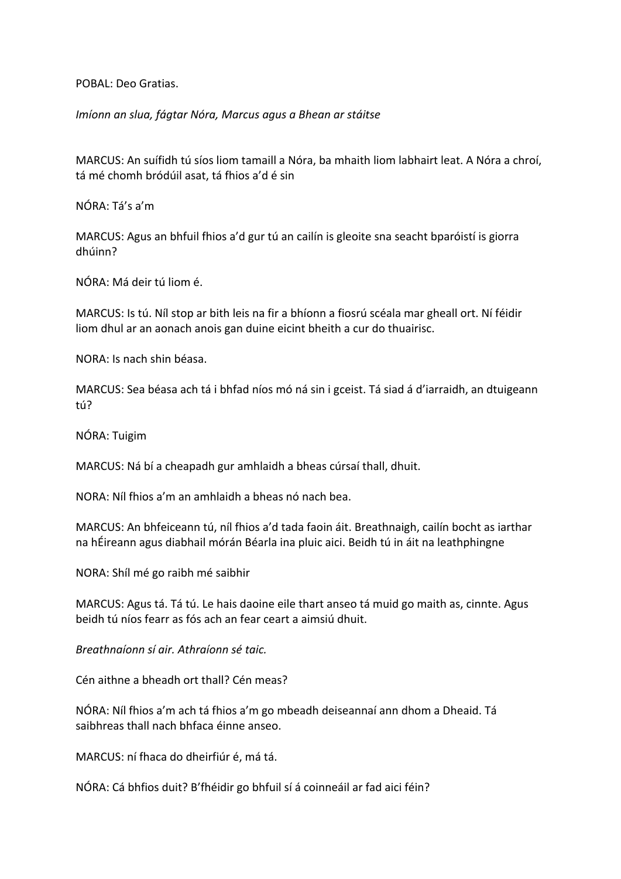POBAL: Deo Gratias.

*Imíonn an slua, fágtar Nóra, Marcus agus a Bhean ar stáitse*

MARCUS: An suífidh tú síos liom tamaill a Nóra, ba mhaith liom labhairt leat. A Nóra a chroí, tá mé chomh bródúil asat, tá fhios a'd é sin

NÓRA: Tá's a'm

MARCUS: Agus an bhfuil fhios a'd gur tú an cailín is gleoite sna seacht bparóistí is giorra dhúinn?

NÓRA: Má deir tú liom é.

MARCUS: Is tú. Níl stop ar bith leis na fir a bhíonn a fiosrú scéala mar gheall ort. Ní féidir liom dhul ar an aonach anois gan duine eicint bheith a cur do thuairisc.

NORA: Is nach shin béasa.

MARCUS: Sea béasa ach tá i bhfad níos mó ná sin i gceist. Tá siad á d'iarraidh, an dtuigeann tú?

NÓRA: Tuigim

MARCUS: Ná bí a cheapadh gur amhlaidh a bheas cúrsaí thall, dhuit.

NORA: Níl fhios a'm an amhlaidh a bheas nó nach bea.

MARCUS: An bhfeiceann tú, níl fhios a'd tada faoin áit. Breathnaigh, cailín bocht as iarthar na hÉireann agus diabhail mórán Béarla ina pluic aici. Beidh tú in áit na leathphingne

NORA: Shíl mé go raibh mé saibhir

MARCUS: Agus tá. Tá tú. Le hais daoine eile thart anseo tá muid go maith as, cinnte. Agus beidh tú níos fearr as fós ach an fear ceart a aimsiú dhuit.

*Breathnaíonn sí air. Athraíonn sé taic.*

Cén aithne a bheadh ort thall? Cén meas?

NÓRA: Níl fhios a'm ach tá fhios a'm go mbeadh deiseannaí ann dhom a Dheaid. Tá saibhreas thall nach bhfaca éinne anseo.

MARCUS: ní fhaca do dheirfiúr é, má tá.

NÓRA: Cá bhfios duit? B'fhéidir go bhfuil sí á coinneáil ar fad aici féin?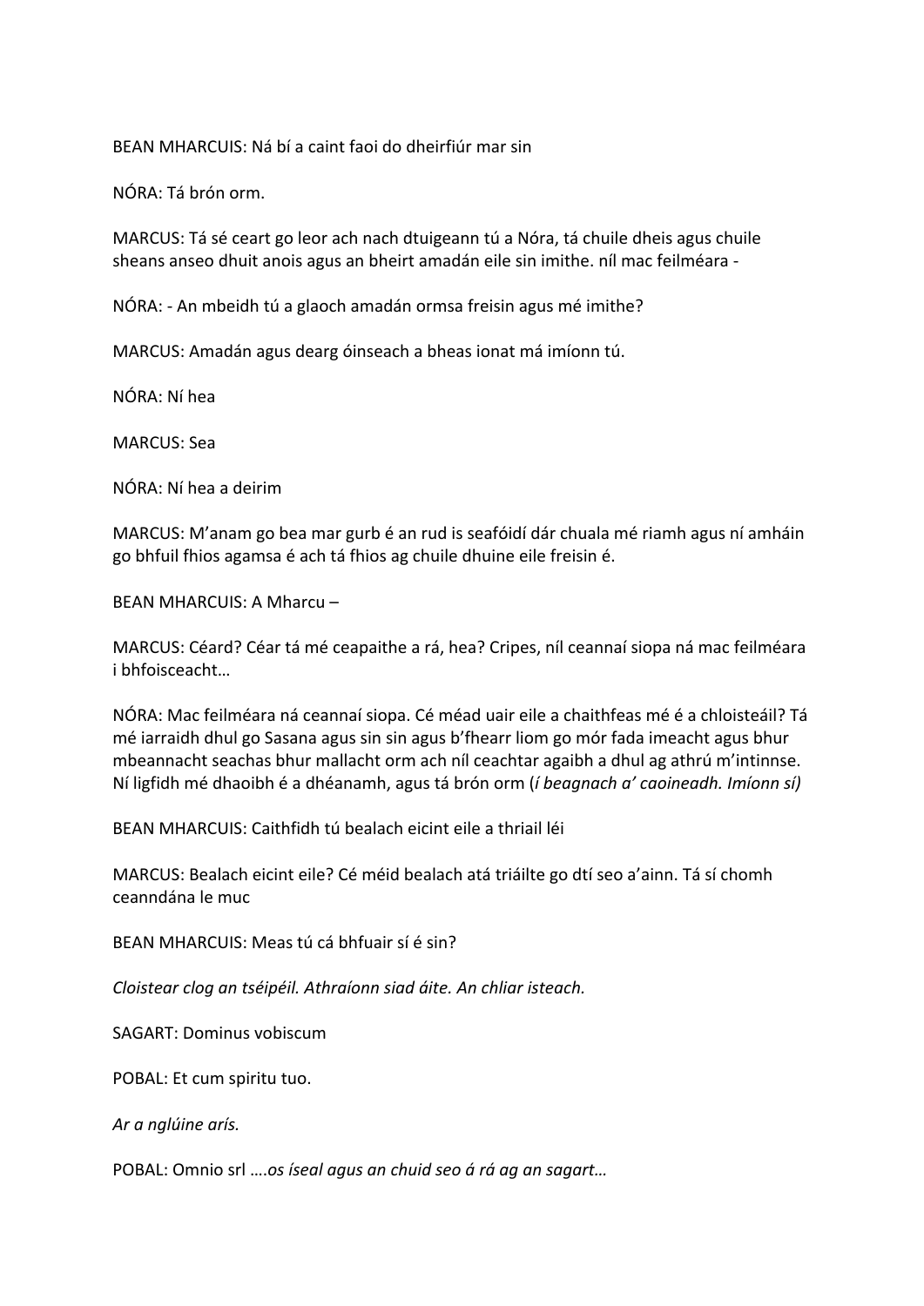BEAN MHARCUIS: Ná bí a caint faoi do dheirfiúr mar sin

NÓRA: Tá brón orm.

MARCUS: Tá sé ceart go leor ach nach dtuigeann tú a Nóra, tá chuile dheis agus chuile sheans anseo dhuit anois agus an bheirt amadán eile sin imithe. níl mac feilméara -

NÓRA: - An mbeidh tú a glaoch amadán ormsa freisin agus mé imithe?

MARCUS: Amadán agus dearg óinseach a bheas ionat má imíonn tú.

NÓRA: Ní hea

MARCUS: Sea

NÓRA: Ní hea a deirim

MARCUS: M'anam go bea mar gurb é an rud is seafóidí dár chuala mé riamh agus ní amháin go bhfuil fhios agamsa é ach tá fhios ag chuile dhuine eile freisin é.

BEAN MHARCUIS: A Mharcu –

MARCUS: Céard? Céar tá mé ceapaithe a rá, hea? Cripes, níl ceannaí siopa ná mac feilméara i bhfoisceacht…

NÓRA: Mac feilméara ná ceannaí siopa. Cé méad uair eile a chaithfeas mé é a chloisteáil? Tá mé iarraidh dhul go Sasana agus sin sin agus b'fhearr liom go mór fada imeacht agus bhur mbeannacht seachas bhur mallacht orm ach níl ceachtar agaibh a dhul ag athrú m'intinnse. Ní ligfidh mé dhaoibh é a dhéanamh, agus tá brón orm (*í beagnach a' caoineadh. Imíonn sí)*

BEAN MHARCUIS: Caithfidh tú bealach eicint eile a thriail léi

MARCUS: Bealach eicint eile? Cé méid bealach atá triáilte go dtí seo a'ainn. Tá sí chomh ceanndána le muc

BEAN MHARCUIS: Meas tú cá bhfuair sí é sin?

*Cloistear clog an tséipéil. Athraíonn siad áite. An chliar isteach.*

SAGART: Dominus vobiscum

POBAL: Et cum spiritu tuo.

*Ar a nglúine arís.*

POBAL: Omnio srl ….*os íseal agus an chuid seo á rá ag an sagart…*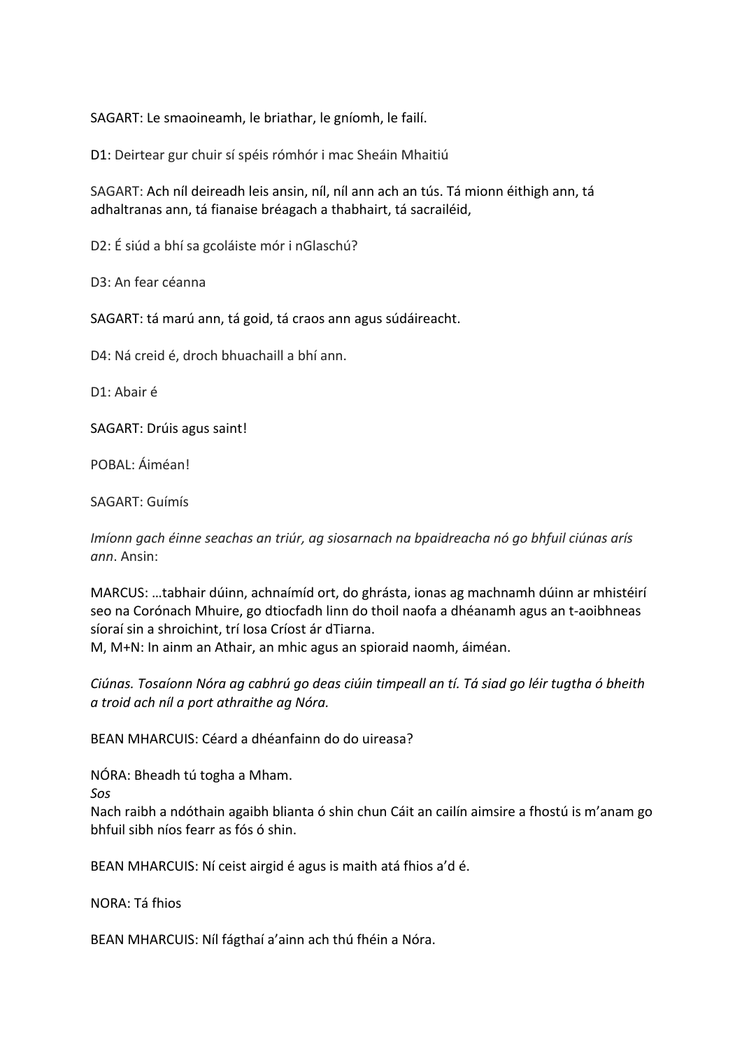SAGART: Le smaoineamh, le briathar, le gníomh, le failí.

D1: Deirtear gur chuir sí spéis rómhór i mac Sheáin Mhaitiú

SAGART: Ach níl deireadh leis ansin, níl, níl ann ach an tús. Tá mionn éithigh ann, tá adhaltranas ann, tá fianaise bréagach a thabhairt, tá sacrailéid,

D2: É siúd a bhí sa gcoláiste mór i nGlaschú?

D3: An fear céanna

SAGART: tá marú ann, tá goid, tá craos ann agus súdáireacht.

D4: Ná creid é, droch bhuachaill a bhí ann.

D1: Abair é

SAGART: Drúis agus saint!

POBAL: Áiméan!

SAGART: Guímís

*Imíonn gach éinne seachas an triúr, ag siosarnach na bpaidreacha nó go bhfuil ciúnas arís ann*. Ansin:

MARCUS: …tabhair dúinn, achnaímíd ort, do ghrásta, ionas ag machnamh dúinn ar mhistéirí seo na Corónach Mhuire, go dtiocfadh linn do thoil naofa a dhéanamh agus an t-aoibhneas síoraí sin a shroichint, trí Iosa Críost ár dTiarna.
M, M+N: In ainm an Athair, an mhic agus an spioraid naomh, áiméan.

*Ciúnas. Tosaíonn Nóra ag cabhrú go deas ciúin timpeall an tí. Tá siad go léir tugtha ó bheith a troid ach níl a port athraithe ag Nóra.*

BEAN MHARCUIS: Céard a dhéanfainn do do uireasa?

NÓRA: Bheadh tú togha a Mham.
*Sos*
Nach raibh a ndóthain agaibh blianta ó shin chun Cáit an cailín aimsire a fhostú is m'anam go bhfuil sibh níos fearr as fós ó shin.

BEAN MHARCUIS: Ní ceist airgid é agus is maith atá fhios a'd é.

NORA: Tá fhios

BEAN MHARCUIS: Níl fágthaí a'ainn ach thú fhéin a Nóra.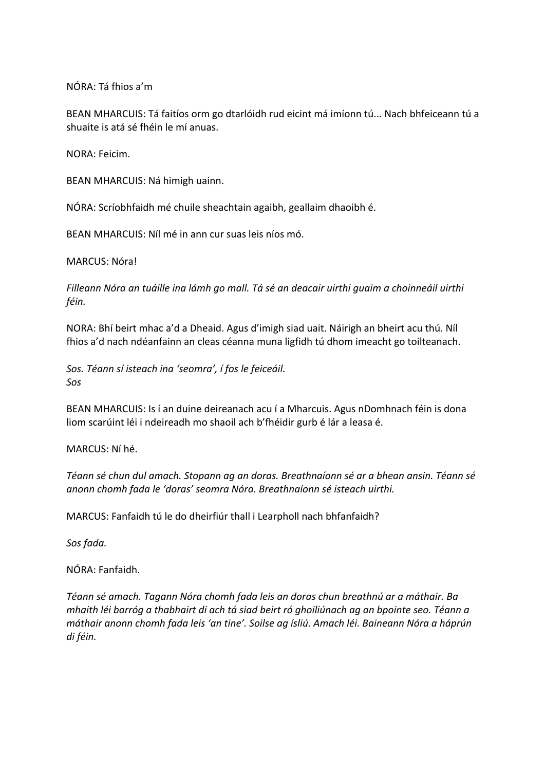NÓRA: Tá fhios a'm

BEAN MHARCUIS: Tá faitíos orm go dtarlóidh rud eicint má imíonn tú... Nach bhfeiceann tú a shuaite is atá sé fhéin le mí anuas.

NORA: Feicim.

BEAN MHARCUIS: Ná himigh uainn.

NÓRA: Scríobhfaidh mé chuile sheachtain agaibh, geallaim dhaoibh é.

BEAN MHARCUIS: Níl mé in ann cur suas leis níos mó.

MARCUS: Nóra!

*Filleann Nóra an tuáille ina lámh go mall. Tá sé an deacair uirthi guaim a choinneáil uirthi féin.*

NORA: Bhí beirt mhac a'd a Dheaid. Agus d'imigh siad uait. Náirigh an bheirt acu thú. Níl fhios a'd nach ndéanfainn an cleas céanna muna ligfidh tú dhom imeacht go toilteanach.

*Sos. Téann sí isteach ina 'seomra', í fos le feiceáil.*
*Sos*

BEAN MHARCUIS: Is í an duine deireanach acu í a Mharcuis. Agus nDomhnach féin is dona liom scarúint léi i ndeireadh mo shaoil ach b'fhéidir gurb é lár a leasa é.

MARCUS: Ní hé.

*Téann sé chun dul amach. Stopann ag an doras. Breathnaíonn sé ar a bhean ansin. Téann sé anonn chomh fada le 'doras' seomra Nóra. Breathnaíonn sé isteach uirthi.*

MARCUS: Fanfaidh tú le do dheirfiúr thall i Learpholl nach bhfanfaidh?

*Sos fada.*

NÓRA: Fanfaidh.

*Téann sé amach. Tagann Nóra chomh fada leis an doras chun breathnú ar a máthair. Ba mhaith léi barróg a thabhairt di ach tá siad beirt ró ghoiliúnach ag an bpointe seo. Téann a máthair anonn chomh fada leis 'an tine'. Soilse ag ísliú. Amach léi. Baineann Nóra a háprún di féin.*